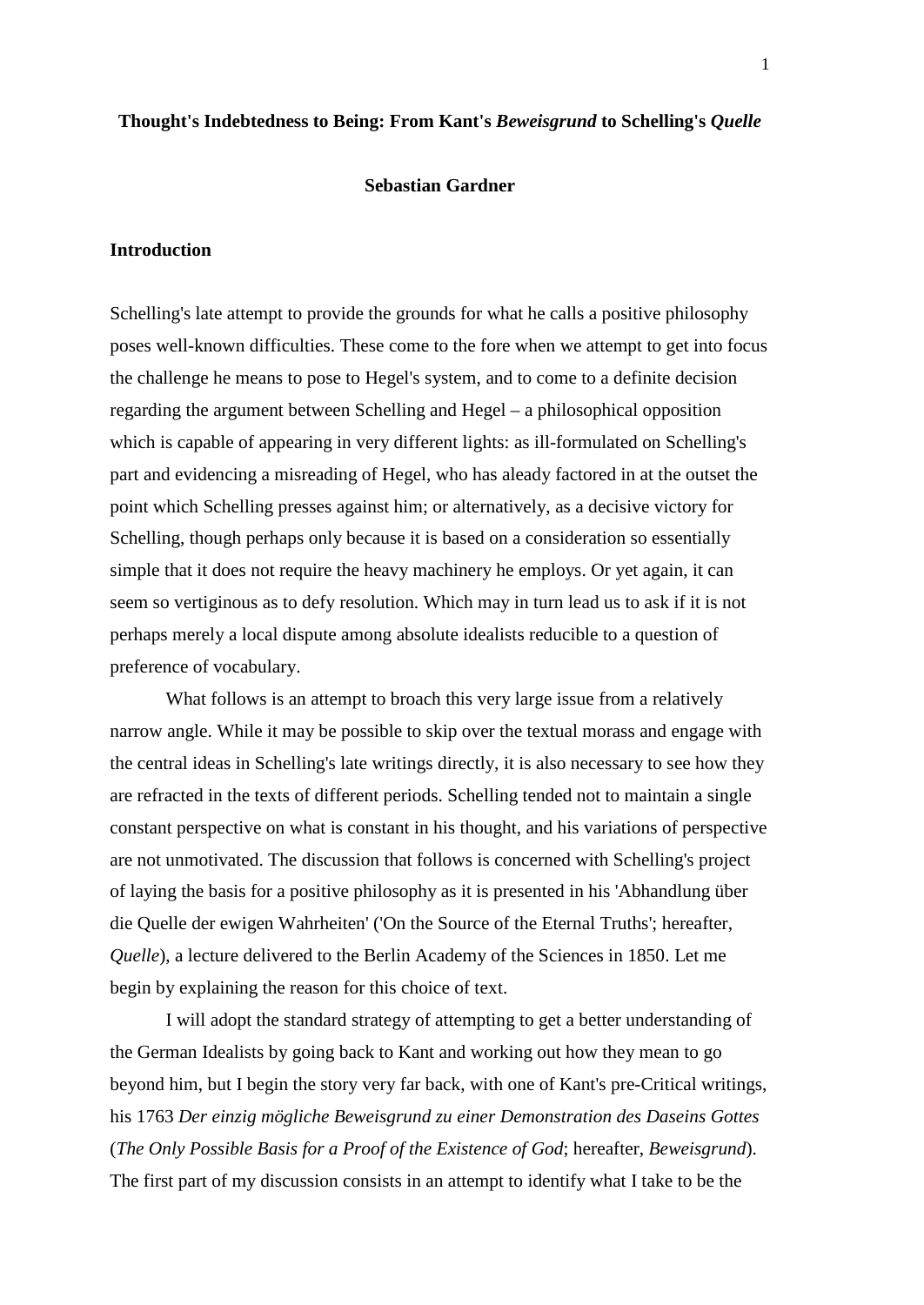# Thought's Indebtedness to Being: From Kant's *Beweisgrund* to Schelling's *Quelle*

**Sebastian Gardner**

## Introduction

Schelling's late attempt to provide the grounds for what he calls a positive philosophy poses well-known difficulties. These come to the fore when we attempt to get into focus the challenge he means to pose to Hegel's system, and to come to a definite decision regarding the argument between Schelling and Hegel – a philosophical opposition which is capable of appearing in very different lights: as ill-formulated on Schelling's part and evidencing a misreading of Hegel, who has aleady factored in at the outset the point which Schelling presses against him; or alternatively, as a decisive victory for Schelling, though perhaps only because it is based on a consideration so essentially simple that it does not require the heavy machinery he employs. Or yet again, it can seem so vertiginous as to defy resolution. Which may in turn lead us to ask if it is not perhaps merely a local dispute among absolute idealists reducible to a question of preference of vocabulary.

What follows is an attempt to broach this very large issue from a relatively narrow angle. While it may be possible to skip over the textual morass and engage with the central ideas in Schelling's late writings directly, it is also necessary to see how they are refracted in the texts of different periods. Schelling tended not to maintain a single constant perspective on what is constant in his thought, and his variations of perspective are not unmotivated. The discussion that follows is concerned with Schelling's project of laying the basis for a positive philosophy as it is presented in his 'Abhandlung über die Quelle der ewigen Wahrheiten' ('On the Source of the Eternal Truths'; hereafter, *Quelle*), a lecture delivered to the Berlin Academy of the Sciences in 1850. Let me begin by explaining the reason for this choice of text.

I will adopt the standard strategy of attempting to get a better understanding of the German Idealists by going back to Kant and working out how they mean to go beyond him, but I begin the story very far back, with one of Kant's pre-Critical writings, his 1763 *Der einzig mögliche Beweisgrund zu einer Demonstration des Daseins Gottes* (*The Only Possible Basis for a Proof of the Existence of God*; hereafter, *Beweisgrund*). The first part of my discussion consists in an attempt to identify what I take to be the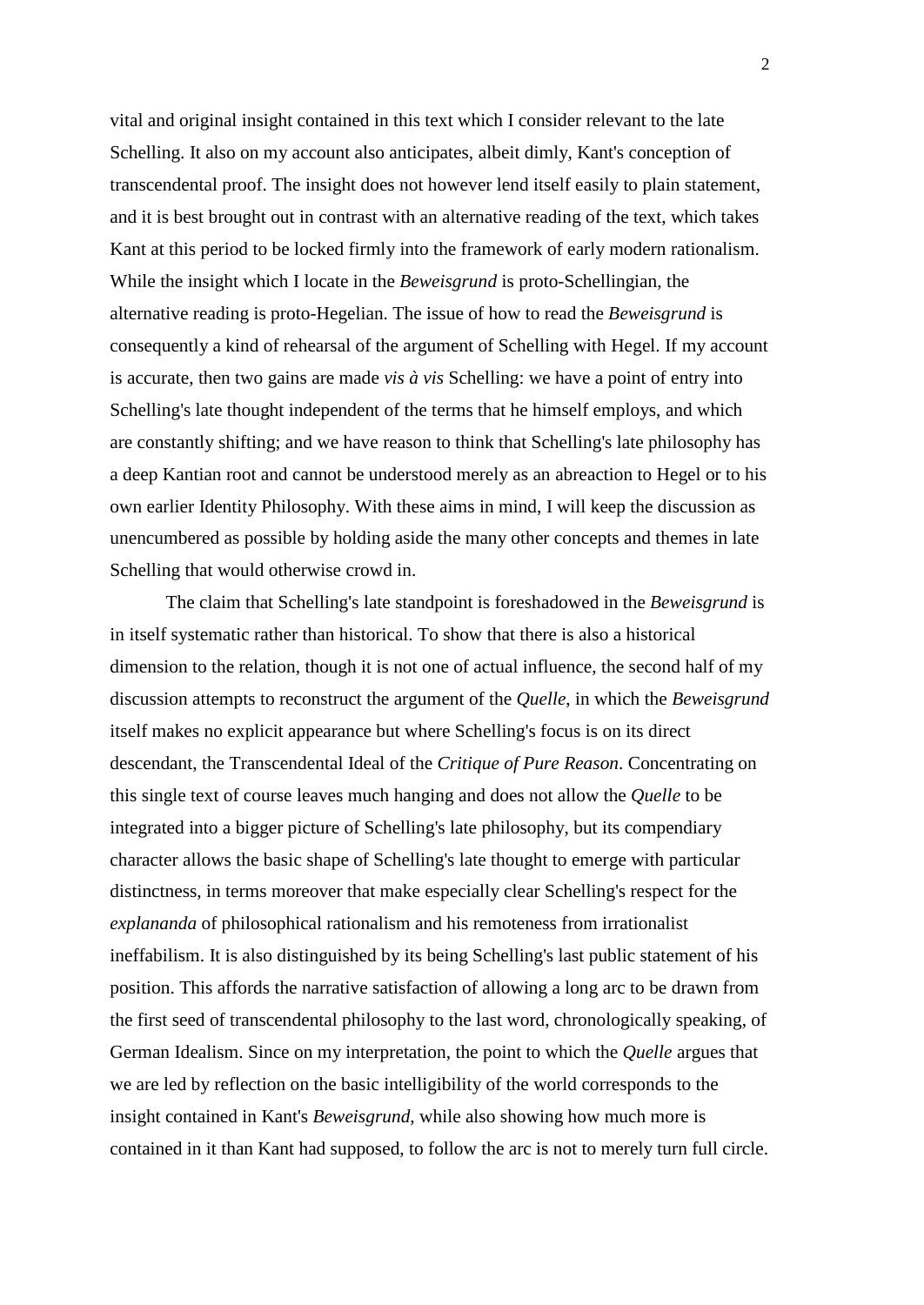vital and original insight contained in this text which I consider relevant to the late Schelling. It also on my account also anticipates, albeit dimly, Kant's conception of transcendental proof. The insight does not however lend itself easily to plain statement, and it is best brought out in contrast with an alternative reading of the text, which takes Kant at this period to be locked firmly into the framework of early modern rationalism. While the insight which I locate in the *Beweisgrund* is proto-Schellingian, the alternative reading is proto-Hegelian. The issue of how to read the *Beweisgrund* is consequently a kind of rehearsal of the argument of Schelling with Hegel. If my account is accurate, then two gains are made *vis à vis* Schelling: we have a point of entry into Schelling's late thought independent of the terms that he himself employs, and which are constantly shifting; and we have reason to think that Schelling's late philosophy has a deep Kantian root and cannot be understood merely as an abreaction to Hegel or to his own earlier Identity Philosophy. With these aims in mind, I will keep the discussion as unencumbered as possible by holding aside the many other concepts and themes in late Schelling that would otherwise crowd in.

The claim that Schelling's late standpoint is foreshadowed in the *Beweisgrund* is in itself systematic rather than historical. To show that there is also a historical dimension to the relation, though it is not one of actual influence, the second half of my discussion attempts to reconstruct the argument of the *Quelle*, in which the *Beweisgrund* itself makes no explicit appearance but where Schelling's focus is on its direct descendant, the Transcendental Ideal of the *Critique of Pure Reason*. Concentrating on this single text of course leaves much hanging and does not allow the *Quelle* to be integrated into a bigger picture of Schelling's late philosophy, but its compendiary character allows the basic shape of Schelling's late thought to emerge with particular distinctness, in terms moreover that make especially clear Schelling's respect for the *explananda* of philosophical rationalism and his remoteness from irrationalist ineffabilism. It is also distinguished by its being Schelling's last public statement of his position. This affords the narrative satisfaction of allowing a long arc to be drawn from the first seed of transcendental philosophy to the last word, chronologically speaking, of German Idealism. Since on my interpretation, the point to which the *Quelle* argues that we are led by reflection on the basic intelligibility of the world corresponds to the insight contained in Kant's *Beweisgrund*, while also showing how much more is contained in it than Kant had supposed, to follow the arc is not to merely turn full circle.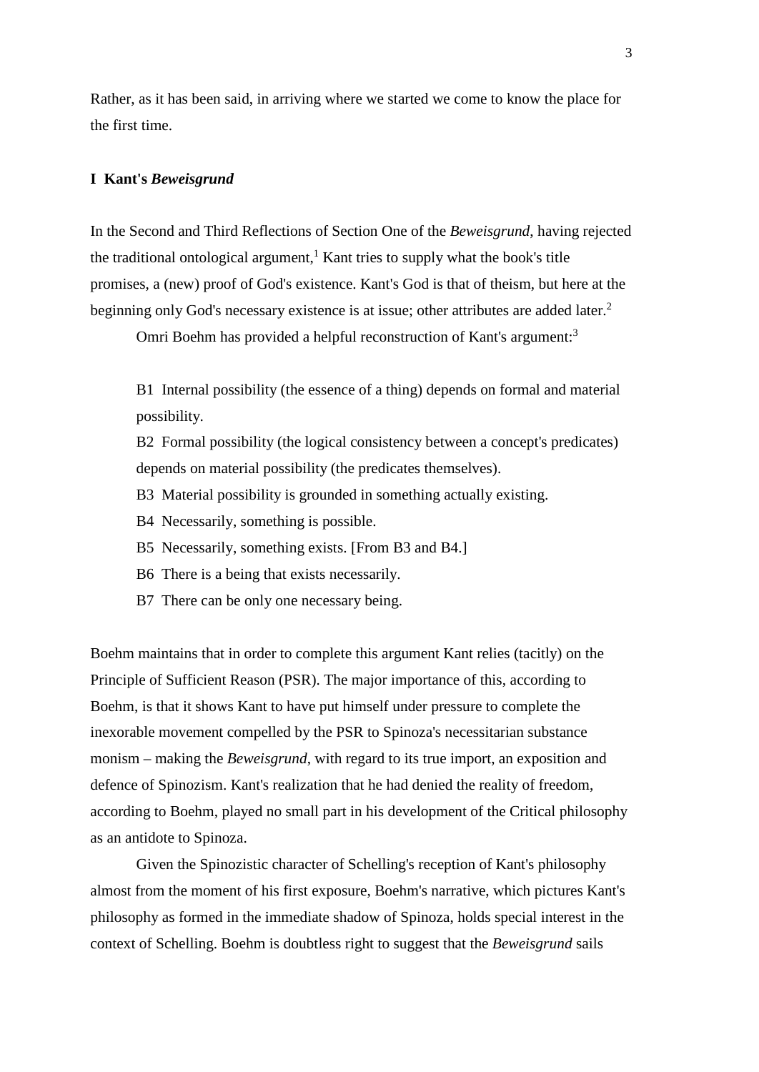Rather, as it has been said, in arriving where we started we come to know the place for the first time.

## I Kant's *Beweisgrund*

In the Second and Third Reflections of Section One of the *Beweisgrund*, having rejected the traditional ontological argument,[1] Kant tries to supply what the book's title promises, a (new) proof of God's existence. Kant's God is that of theism, but here at the beginning only God's necessary existence is at issue; other attributes are added later.[2]

Omri Boehm has provided a helpful reconstruction of Kant's argument:[3]

B1 Internal possibility (the essence of a thing) depends on formal and material possibility.

B2 Formal possibility (the logical consistency between a concept's predicates) depends on material possibility (the predicates themselves).

B3 Material possibility is grounded in something actually existing.

B4 Necessarily, something is possible.

B5 Necessarily, something exists. [From B3 and B4.]

B6 There is a being that exists necessarily.

B7 There can be only one necessary being.

Boehm maintains that in order to complete this argument Kant relies (tacitly) on the Principle of Sufficient Reason (PSR). The major importance of this, according to Boehm, is that it shows Kant to have put himself under pressure to complete the inexorable movement compelled by the PSR to Spinoza's necessitarian substance monism – making the *Beweisgrund*, with regard to its true import, an exposition and defence of Spinozism. Kant's realization that he had denied the reality of freedom, according to Boehm, played no small part in his development of the Critical philosophy as an antidote to Spinoza.

Given the Spinozistic character of Schelling's reception of Kant's philosophy almost from the moment of his first exposure, Boehm's narrative, which pictures Kant's philosophy as formed in the immediate shadow of Spinoza, holds special interest in the context of Schelling. Boehm is doubtless right to suggest that the *Beweisgrund* sails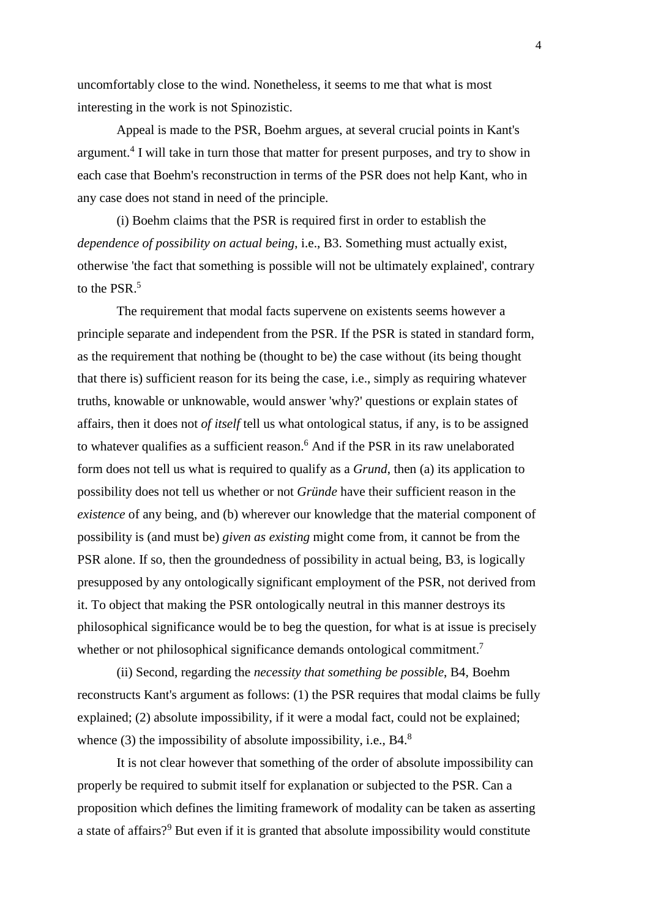uncomfortably close to the wind. Nonetheless, it seems to me that what is most interesting in the work is not Spinozistic.

Appeal is made to the PSR, Boehm argues, at several crucial points in Kant's argument.[4] I will take in turn those that matter for present purposes, and try to show in each case that Boehm's reconstruction in terms of the PSR does not help Kant, who in any case does not stand in need of the principle.

(i) Boehm claims that the PSR is required first in order to establish the *dependence of possibility on actual being*, i.e., B3. Something must actually exist, otherwise 'the fact that something is possible will not be ultimately explained', contrary to the PSR.[5]

The requirement that modal facts supervene on existents seems however a principle separate and independent from the PSR. If the PSR is stated in standard form, as the requirement that nothing be (thought to be) the case without (its being thought that there is) sufficient reason for its being the case, i.e., simply as requiring whatever truths, knowable or unknowable, would answer 'why?' questions or explain states of affairs, then it does not *of itself* tell us what ontological status, if any, is to be assigned to whatever qualifies as a sufficient reason.[6] And if the PSR in its raw unelaborated form does not tell us what is required to qualify as a *Grund*, then (a) its application to possibility does not tell us whether or not *Gründe* have their sufficient reason in the *existence* of any being, and (b) wherever our knowledge that the material component of possibility is (and must be) *given as existing* might come from, it cannot be from the PSR alone. If so, then the groundedness of possibility in actual being, B3, is logically presupposed by any ontologically significant employment of the PSR, not derived from it. To object that making the PSR ontologically neutral in this manner destroys its philosophical significance would be to beg the question, for what is at issue is precisely whether or not philosophical significance demands ontological commitment.[7]

(ii) Second, regarding the *necessity that something be possible*, B4, Boehm reconstructs Kant's argument as follows: (1) the PSR requires that modal claims be fully explained; (2) absolute impossibility, if it were a modal fact, could not be explained; whence (3) the impossibility of absolute impossibility, i.e., B4.[8]

It is not clear however that something of the order of absolute impossibility can properly be required to submit itself for explanation or subjected to the PSR. Can a proposition which defines the limiting framework of modality can be taken as asserting a state of affairs?[9] But even if it is granted that absolute impossibility would constitute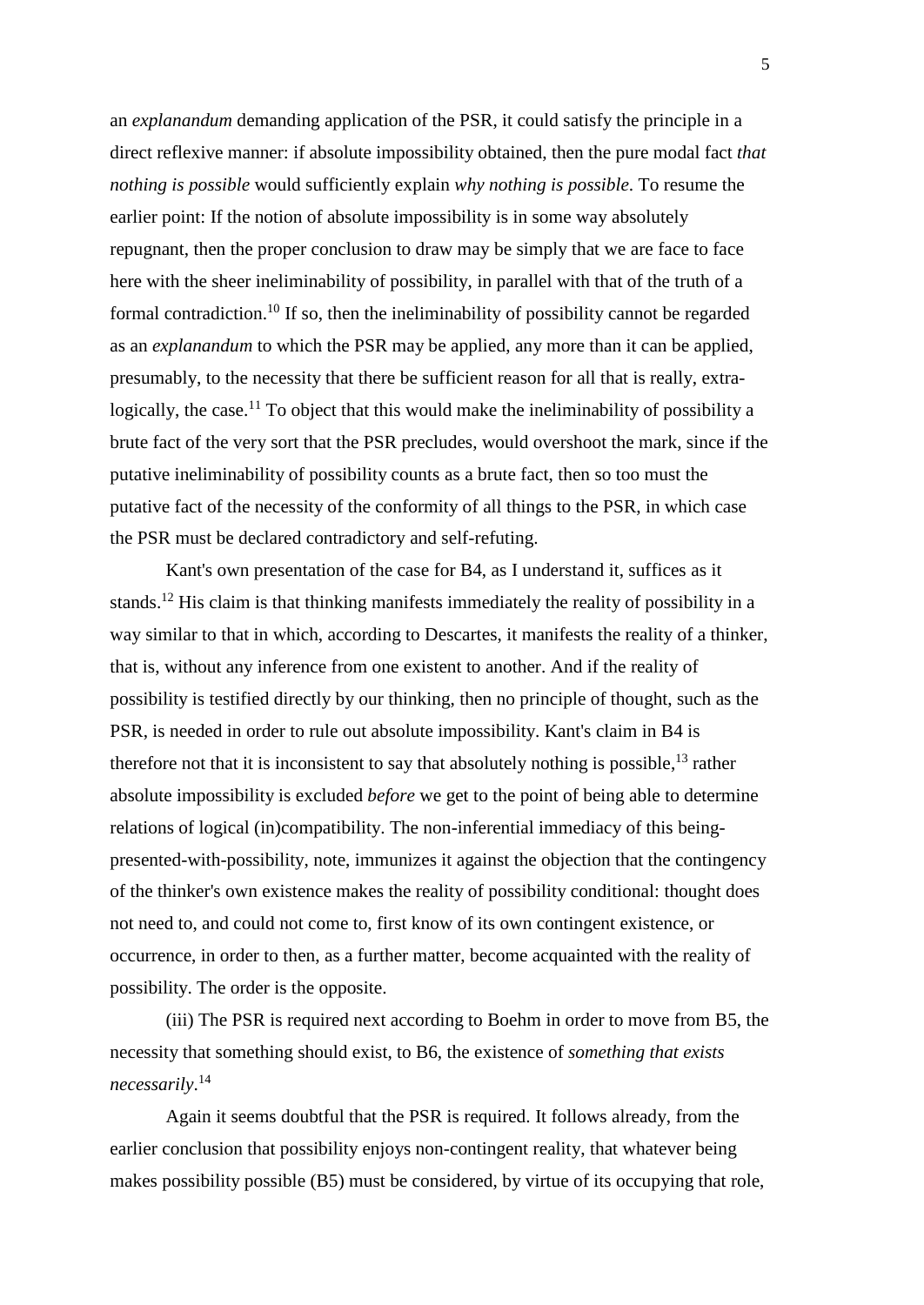an *explanandum* demanding application of the PSR, it could satisfy the principle in a direct reflexive manner: if absolute impossibility obtained, then the pure modal fact *that nothing is possible* would sufficiently explain *why nothing is possible*. To resume the earlier point: If the notion of absolute impossibility is in some way absolutely repugnant, then the proper conclusion to draw may be simply that we are face to face here with the sheer ineliminability of possibility, in parallel with that of the truth of a formal contradiction.[10] If so, then the ineliminability of possibility cannot be regarded as an *explanandum* to which the PSR may be applied, any more than it can be applied, presumably, to the necessity that there be sufficient reason for all that is really, extra-logically, the case.[11] To object that this would make the ineliminability of possibility a brute fact of the very sort that the PSR precludes, would overshoot the mark, since if the putative ineliminability of possibility counts as a brute fact, then so too must the putative fact of the necessity of the conformity of all things to the PSR, in which case the PSR must be declared contradictory and self-refuting.

Kant's own presentation of the case for B4, as I understand it, suffices as it stands.[12] His claim is that thinking manifests immediately the reality of possibility in a way similar to that in which, according to Descartes, it manifests the reality of a thinker, that is, without any inference from one existent to another. And if the reality of possibility is testified directly by our thinking, then no principle of thought, such as the PSR, is needed in order to rule out absolute impossibility. Kant's claim in B4 is therefore not that it is inconsistent to say that absolutely nothing is possible,[13] rather absolute impossibility is excluded *before* we get to the point of being able to determine relations of logical (in)compatibility. The non-inferential immediacy of this being-presented-with-possibility, note, immunizes it against the objection that the contingency of the thinker's own existence makes the reality of possibility conditional: thought does not need to, and could not come to, first know of its own contingent existence, or occurrence, in order to then, as a further matter, become acquainted with the reality of possibility. The order is the opposite.

(iii) The PSR is required next according to Boehm in order to move from B5, the necessity that something should exist, to B6, the existence of *something that exists necessarily*.[14]

Again it seems doubtful that the PSR is required. It follows already, from the earlier conclusion that possibility enjoys non-contingent reality, that whatever being makes possibility possible (B5) must be considered, by virtue of its occupying that role,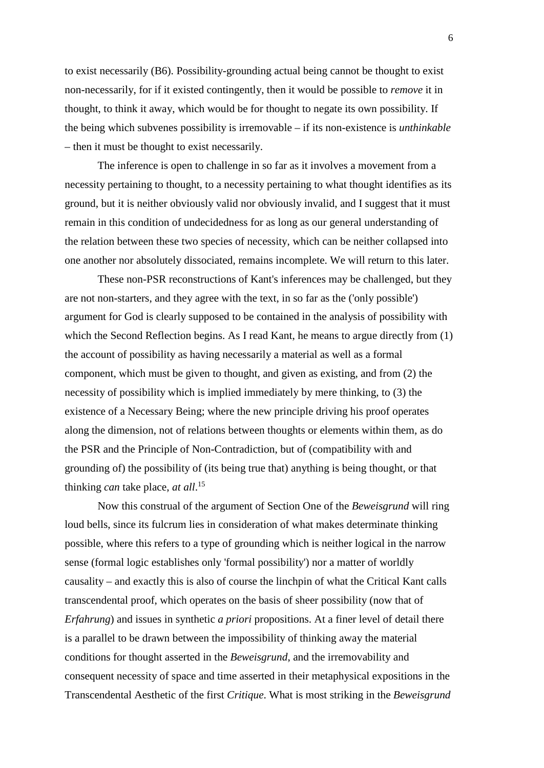to exist necessarily (B6). Possibility-grounding actual being cannot be thought to exist non-necessarily, for if it existed contingently, then it would be possible to *remove* it in thought, to think it away, which would be for thought to negate its own possibility. If the being which subvenes possibility is irremovable – if its non-existence is *unthinkable* – then it must be thought to exist necessarily.

The inference is open to challenge in so far as it involves a movement from a necessity pertaining to thought, to a necessity pertaining to what thought identifies as its ground, but it is neither obviously valid nor obviously invalid, and I suggest that it must remain in this condition of undecidedness for as long as our general understanding of the relation between these two species of necessity, which can be neither collapsed into one another nor absolutely dissociated, remains incomplete. We will return to this later.

These non-PSR reconstructions of Kant's inferences may be challenged, but they are not non-starters, and they agree with the text, in so far as the ('only possible') argument for God is clearly supposed to be contained in the analysis of possibility with which the Second Reflection begins. As I read Kant, he means to argue directly from (1) the account of possibility as having necessarily a material as well as a formal component, which must be given to thought, and given as existing, and from (2) the necessity of possibility which is implied immediately by mere thinking, to (3) the existence of a Necessary Being; where the new principle driving his proof operates along the dimension, not of relations between thoughts or elements within them, as do the PSR and the Principle of Non-Contradiction, but of (compatibility with and grounding of) the possibility of (its being true that) anything is being thought, or that thinking *can* take place, *at all*.[15]

Now this construal of the argument of Section One of the *Beweisgrund* will ring loud bells, since its fulcrum lies in consideration of what makes determinate thinking possible, where this refers to a type of grounding which is neither logical in the narrow sense (formal logic establishes only 'formal possibility') nor a matter of worldly causality – and exactly this is also of course the linchpin of what the Critical Kant calls transcendental proof, which operates on the basis of sheer possibility (now that of *Erfahrung*) and issues in synthetic *a priori* propositions. At a finer level of detail there is a parallel to be drawn between the impossibility of thinking away the material conditions for thought asserted in the *Beweisgrund*, and the irremovability and consequent necessity of space and time asserted in their metaphysical expositions in the Transcendental Aesthetic of the first *Critique*. What is most striking in the *Beweisgrund*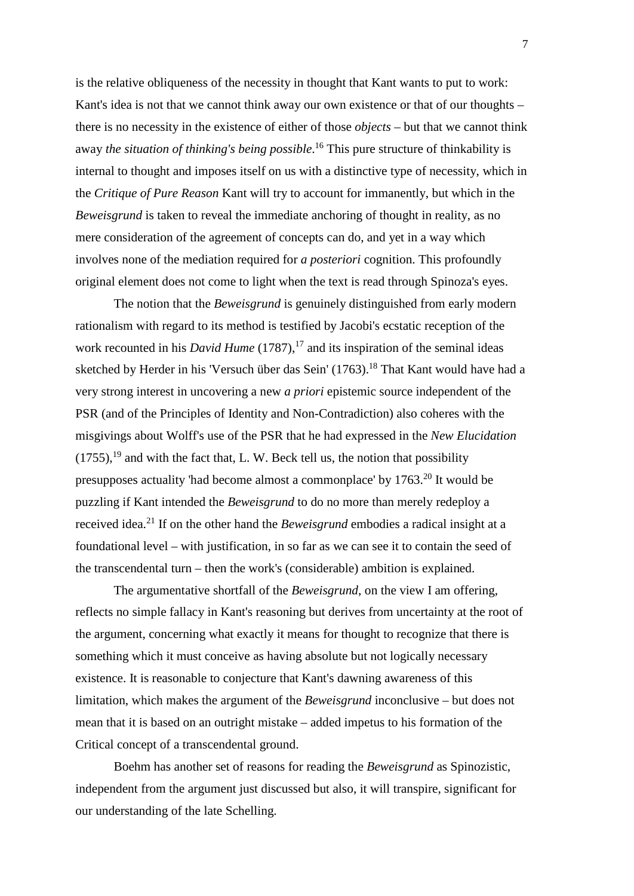is the relative obliqueness of the necessity in thought that Kant wants to put to work: Kant's idea is not that we cannot think away our own existence or that of our thoughts – there is no necessity in the existence of either of those *objects* – but that we cannot think away *the situation of thinking's being possible*.[16] This pure structure of thinkability is internal to thought and imposes itself on us with a distinctive type of necessity, which in the *Critique of Pure Reason* Kant will try to account for immanently, but which in the *Beweisgrund* is taken to reveal the immediate anchoring of thought in reality, as no mere consideration of the agreement of concepts can do, and yet in a way which involves none of the mediation required for *a posteriori* cognition. This profoundly original element does not come to light when the text is read through Spinoza's eyes.

The notion that the *Beweisgrund* is genuinely distinguished from early modern rationalism with regard to its method is testified by Jacobi's ecstatic reception of the work recounted in his *David Hume* (1787),[17] and its inspiration of the seminal ideas sketched by Herder in his 'Versuch über das Sein' (1763).[18] That Kant would have had a very strong interest in uncovering a new *a priori* epistemic source independent of the PSR (and of the Principles of Identity and Non-Contradiction) also coheres with the misgivings about Wolff's use of the PSR that he had expressed in the *New Elucidation* (1755),[19] and with the fact that, L. W. Beck tell us, the notion that possibility presupposes actuality 'had become almost a commonplace' by 1763.[20] It would be puzzling if Kant intended the *Beweisgrund* to do no more than merely redeploy a received idea.[21] If on the other hand the *Beweisgrund* embodies a radical insight at a foundational level – with justification, in so far as we can see it to contain the seed of the transcendental turn – then the work's (considerable) ambition is explained.

The argumentative shortfall of the *Beweisgrund*, on the view I am offering, reflects no simple fallacy in Kant's reasoning but derives from uncertainty at the root of the argument, concerning what exactly it means for thought to recognize that there is something which it must conceive as having absolute but not logically necessary existence. It is reasonable to conjecture that Kant's dawning awareness of this limitation, which makes the argument of the *Beweisgrund* inconclusive – but does not mean that it is based on an outright mistake – added impetus to his formation of the Critical concept of a transcendental ground.

Boehm has another set of reasons for reading the *Beweisgrund* as Spinozistic, independent from the argument just discussed but also, it will transpire, significant for our understanding of the late Schelling.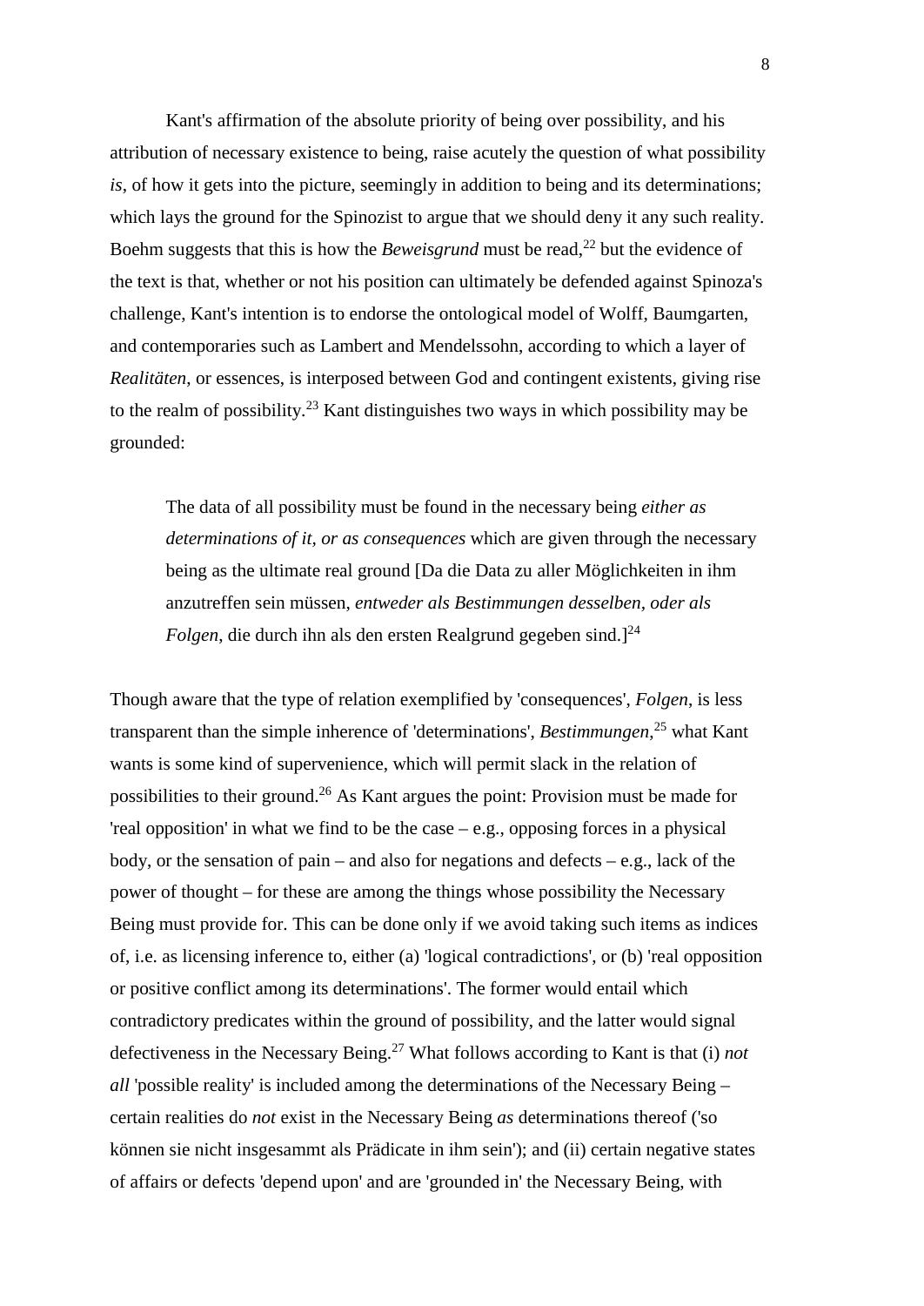Kant's affirmation of the absolute priority of being over possibility, and his attribution of necessary existence to being, raise acutely the question of what possibility *is*, of how it gets into the picture, seemingly in addition to being and its determinations; which lays the ground for the Spinozist to argue that we should deny it any such reality. Boehm suggests that this is how the *Beweisgrund* must be read,[22] but the evidence of the text is that, whether or not his position can ultimately be defended against Spinoza's challenge, Kant's intention is to endorse the ontological model of Wolff, Baumgarten, and contemporaries such as Lambert and Mendelssohn, according to which a layer of *Realitäten*, or essences, is interposed between God and contingent existents, giving rise to the realm of possibility.[23] Kant distinguishes two ways in which possibility may be grounded:

> The data of all possibility must be found in the necessary being *either as determinations of it, or as consequences* which are given through the necessary being as the ultimate real ground [Da die Data zu aller Möglichkeiten in ihm anzutreffen sein müssen, *entweder als Bestimmungen desselben, oder als Folgen*, die durch ihn als den ersten Realgrund gegeben sind.][24]

Though aware that the type of relation exemplified by 'consequences', *Folgen*, is less transparent than the simple inherence of 'determinations', *Bestimmungen*,[25] what Kant wants is some kind of supervenience, which will permit slack in the relation of possibilities to their ground.[26] As Kant argues the point: Provision must be made for 'real opposition' in what we find to be the case – e.g., opposing forces in a physical body, or the sensation of pain – and also for negations and defects – e.g., lack of the power of thought – for these are among the things whose possibility the Necessary Being must provide for. This can be done only if we avoid taking such items as indices of, i.e. as licensing inference to, either (a) 'logical contradictions', or (b) 'real opposition or positive conflict among its determinations'. The former would entail which contradictory predicates within the ground of possibility, and the latter would signal defectiveness in the Necessary Being.[27] What follows according to Kant is that (i) *not all* 'possible reality' is included among the determinations of the Necessary Being – certain realities do *not* exist in the Necessary Being *as* determinations thereof ('so können sie nicht insgesammt als Prädicate in ihm sein'); and (ii) certain negative states of affairs or defects 'depend upon' and are 'grounded in' the Necessary Being, with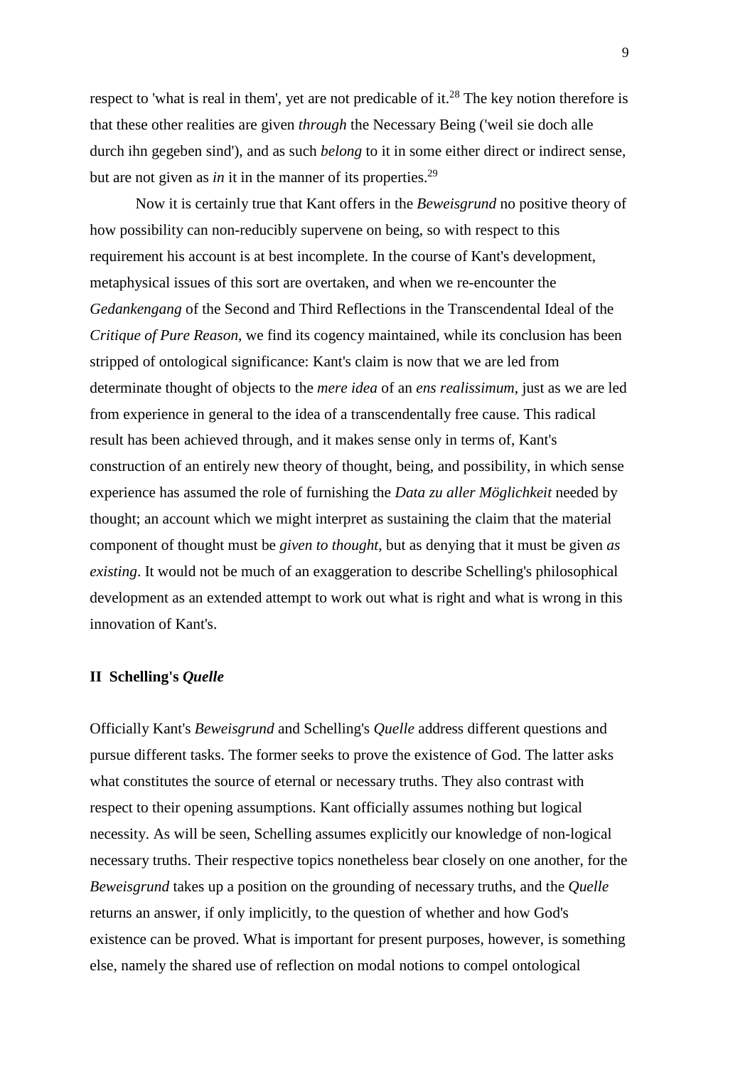respect to 'what is real in them', yet are not predicable of it.[28] The key notion therefore is that these other realities are given *through* the Necessary Being ('weil sie doch alle durch ihn gegeben sind'), and as such *belong* to it in some either direct or indirect sense, but are not given as *in* it in the manner of its properties.[29]

Now it is certainly true that Kant offers in the *Beweisgrund* no positive theory of how possibility can non-reducibly supervene on being, so with respect to this requirement his account is at best incomplete. In the course of Kant's development, metaphysical issues of this sort are overtaken, and when we re-encounter the *Gedankengang* of the Second and Third Reflections in the Transcendental Ideal of the *Critique of Pure Reason*, we find its cogency maintained, while its conclusion has been stripped of ontological significance: Kant's claim is now that we are led from determinate thought of objects to the *mere idea* of an *ens realissimum*, just as we are led from experience in general to the idea of a transcendentally free cause. This radical result has been achieved through, and it makes sense only in terms of, Kant's construction of an entirely new theory of thought, being, and possibility, in which sense experience has assumed the role of furnishing the *Data zu aller Möglichkeit* needed by thought; an account which we might interpret as sustaining the claim that the material component of thought must be *given to thought*, but as denying that it must be given *as existing*. It would not be much of an exaggeration to describe Schelling's philosophical development as an extended attempt to work out what is right and what is wrong in this innovation of Kant's.

## II Schelling's *Quelle*

Officially Kant's *Beweisgrund* and Schelling's *Quelle* address different questions and pursue different tasks. The former seeks to prove the existence of God. The latter asks what constitutes the source of eternal or necessary truths. They also contrast with respect to their opening assumptions. Kant officially assumes nothing but logical necessity. As will be seen, Schelling assumes explicitly our knowledge of non-logical necessary truths. Their respective topics nonetheless bear closely on one another, for the *Beweisgrund* takes up a position on the grounding of necessary truths, and the *Quelle* returns an answer, if only implicitly, to the question of whether and how God's existence can be proved. What is important for present purposes, however, is something else, namely the shared use of reflection on modal notions to compel ontological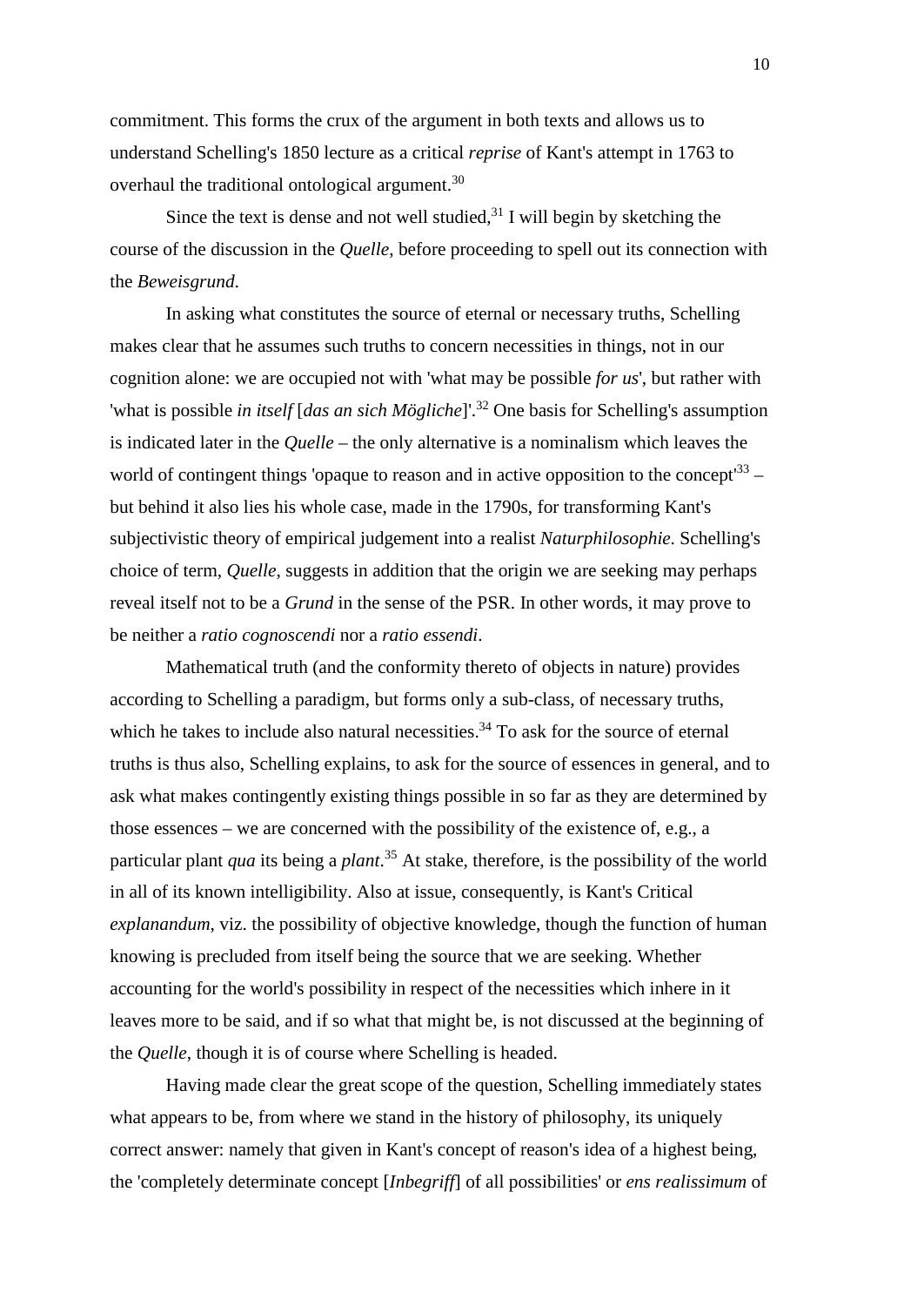commitment. This forms the crux of the argument in both texts and allows us to understand Schelling's 1850 lecture as a critical *reprise* of Kant's attempt in 1763 to overhaul the traditional ontological argument.[30]

Since the text is dense and not well studied,[31] I will begin by sketching the course of the discussion in the *Quelle*, before proceeding to spell out its connection with the *Beweisgrund*.

In asking what constitutes the source of eternal or necessary truths, Schelling makes clear that he assumes such truths to concern necessities in things, not in our cognition alone: we are occupied not with 'what may be possible *for us*', but rather with 'what is possible *in itself* [*das an sich Mögliche*]'.[32] One basis for Schelling's assumption is indicated later in the *Quelle* – the only alternative is a nominalism which leaves the world of contingent things 'opaque to reason and in active opposition to the concept'[33] – but behind it also lies his whole case, made in the 1790s, for transforming Kant's subjectivistic theory of empirical judgement into a realist *Naturphilosophie*. Schelling's choice of term, *Quelle*, suggests in addition that the origin we are seeking may perhaps reveal itself not to be a *Grund* in the sense of the PSR. In other words, it may prove to be neither a *ratio cognoscendi* nor a *ratio essendi*.

Mathematical truth (and the conformity thereto of objects in nature) provides according to Schelling a paradigm, but forms only a sub-class, of necessary truths, which he takes to include also natural necessities.[34] To ask for the source of eternal truths is thus also, Schelling explains, to ask for the source of essences in general, and to ask what makes contingently existing things possible in so far as they are determined by those essences – we are concerned with the possibility of the existence of, e.g., a particular plant *qua* its being a *plant*.[35] At stake, therefore, is the possibility of the world in all of its known intelligibility. Also at issue, consequently, is Kant's Critical *explanandum*, viz. the possibility of objective knowledge, though the function of human knowing is precluded from itself being the source that we are seeking. Whether accounting for the world's possibility in respect of the necessities which inhere in it leaves more to be said, and if so what that might be, is not discussed at the beginning of the *Quelle*, though it is of course where Schelling is headed.

Having made clear the great scope of the question, Schelling immediately states what appears to be, from where we stand in the history of philosophy, its uniquely correct answer: namely that given in Kant's concept of reason's idea of a highest being, the 'completely determinate concept [*Inbegriff*] of all possibilities' or *ens realissimum* of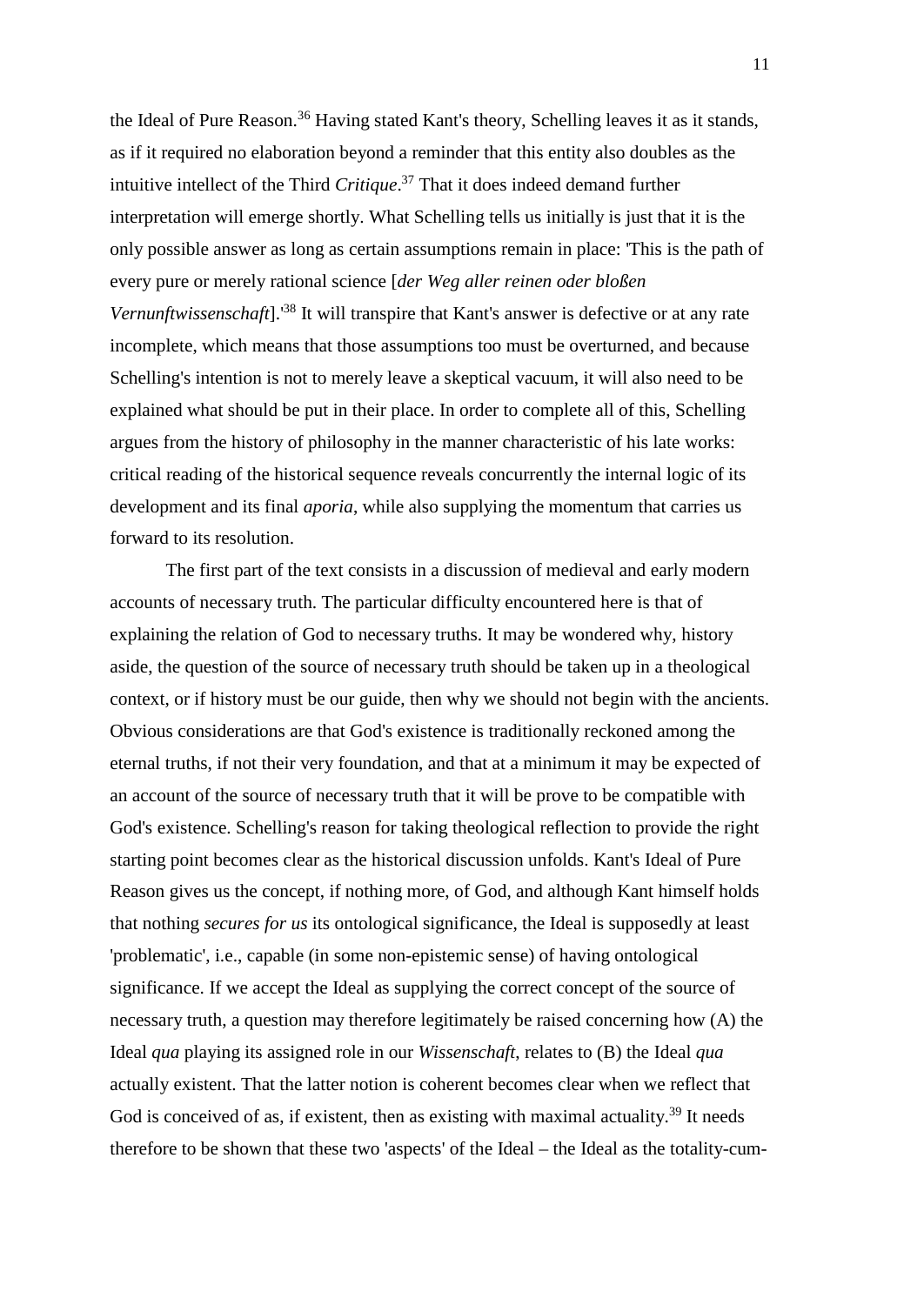the Ideal of Pure Reason.[36] Having stated Kant's theory, Schelling leaves it as it stands, as if it required no elaboration beyond a reminder that this entity also doubles as the intuitive intellect of the Third *Critique*.[37] That it does indeed demand further interpretation will emerge shortly. What Schelling tells us initially is just that it is the only possible answer as long as certain assumptions remain in place: 'This is the path of every pure or merely rational science [*der Weg aller reinen oder bloßen Vernunftwissenschaft*].'[38] It will transpire that Kant's answer is defective or at any rate incomplete, which means that those assumptions too must be overturned, and because Schelling's intention is not to merely leave a skeptical vacuum, it will also need to be explained what should be put in their place. In order to complete all of this, Schelling argues from the history of philosophy in the manner characteristic of his late works: critical reading of the historical sequence reveals concurrently the internal logic of its development and its final *aporia*, while also supplying the momentum that carries us forward to its resolution.

The first part of the text consists in a discussion of medieval and early modern accounts of necessary truth. The particular difficulty encountered here is that of explaining the relation of God to necessary truths. It may be wondered why, history aside, the question of the source of necessary truth should be taken up in a theological context, or if history must be our guide, then why we should not begin with the ancients. Obvious considerations are that God's existence is traditionally reckoned among the eternal truths, if not their very foundation, and that at a minimum it may be expected of an account of the source of necessary truth that it will be prove to be compatible with God's existence. Schelling's reason for taking theological reflection to provide the right starting point becomes clear as the historical discussion unfolds. Kant's Ideal of Pure Reason gives us the concept, if nothing more, of God, and although Kant himself holds that nothing *secures for us* its ontological significance, the Ideal is supposedly at least 'problematic', i.e., capable (in some non-epistemic sense) of having ontological significance. If we accept the Ideal as supplying the correct concept of the source of necessary truth, a question may therefore legitimately be raised concerning how (A) the Ideal *qua* playing its assigned role in our *Wissenschaft*, relates to (B) the Ideal *qua* actually existent. That the latter notion is coherent becomes clear when we reflect that God is conceived of as, if existent, then as existing with maximal actuality.[39] It needs therefore to be shown that these two 'aspects' of the Ideal – the Ideal as the totality-cum-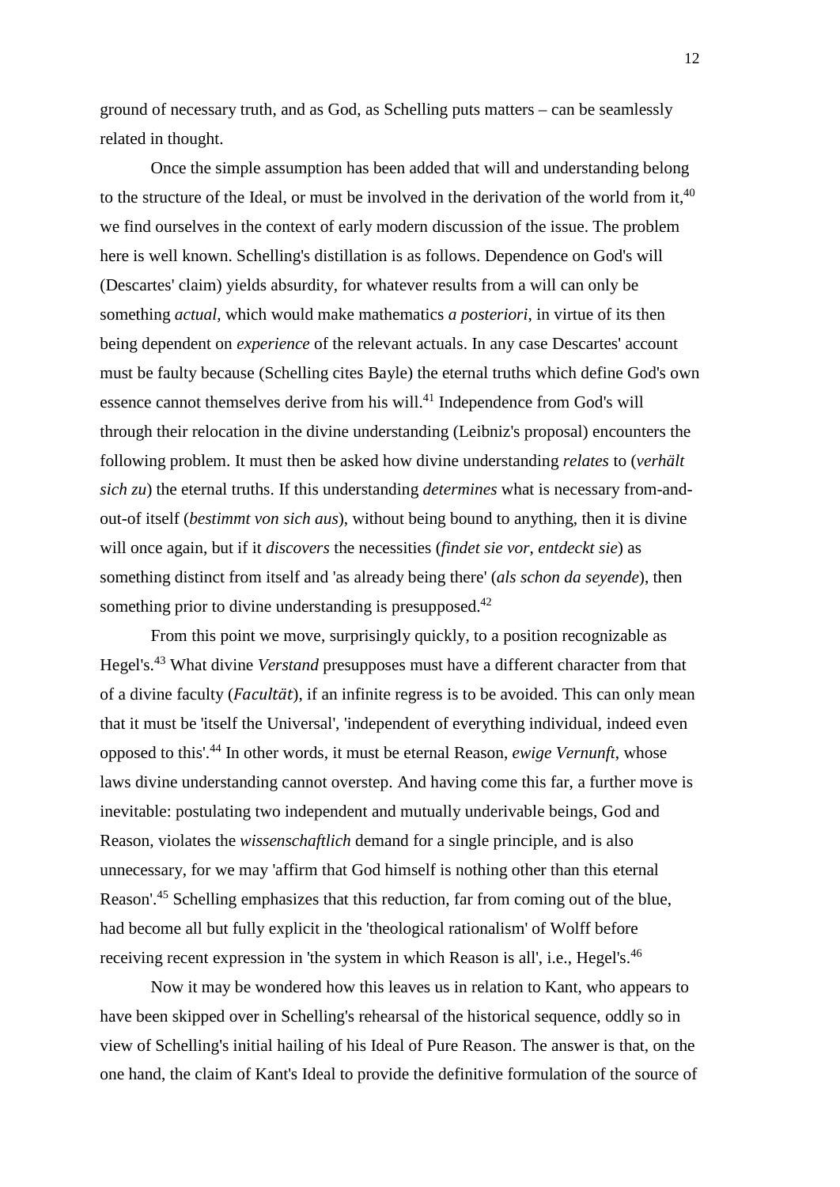ground of necessary truth, and as God, as Schelling puts matters – can be seamlessly related in thought.

Once the simple assumption has been added that will and understanding belong to the structure of the Ideal, or must be involved in the derivation of the world from it,[40] we find ourselves in the context of early modern discussion of the issue. The problem here is well known. Schelling's distillation is as follows. Dependence on God's will (Descartes' claim) yields absurdity, for whatever results from a will can only be something *actual*, which would make mathematics *a posteriori*, in virtue of its then being dependent on *experience* of the relevant actuals. In any case Descartes' account must be faulty because (Schelling cites Bayle) the eternal truths which define God's own essence cannot themselves derive from his will.[41] Independence from God's will through their relocation in the divine understanding (Leibniz's proposal) encounters the following problem. It must then be asked how divine understanding *relates* to (*verhält sich zu*) the eternal truths. If this understanding *determines* what is necessary from-and-out-of itself (*bestimmt von sich aus*), without being bound to anything, then it is divine will once again, but if it *discovers* the necessities (*findet sie vor*, *entdeckt sie*) as something distinct from itself and 'as already being there' (*als schon da seyende*), then something prior to divine understanding is presupposed.[42]

From this point we move, surprisingly quickly, to a position recognizable as Hegel's.[43] What divine *Verstand* presupposes must have a different character from that of a divine faculty (*Facultät*), if an infinite regress is to be avoided. This can only mean that it must be 'itself the Universal', 'independent of everything individual, indeed even opposed to this'.[44] In other words, it must be eternal Reason, *ewige Vernunft*, whose laws divine understanding cannot overstep. And having come this far, a further move is inevitable: postulating two independent and mutually underivable beings, God and Reason, violates the *wissenschaftlich* demand for a single principle, and is also unnecessary, for we may 'affirm that God himself is nothing other than this eternal Reason'.[45] Schelling emphasizes that this reduction, far from coming out of the blue, had become all but fully explicit in the 'theological rationalism' of Wolff before receiving recent expression in 'the system in which Reason is all', i.e., Hegel's.[46]

Now it may be wondered how this leaves us in relation to Kant, who appears to have been skipped over in Schelling's rehearsal of the historical sequence, oddly so in view of Schelling's initial hailing of his Ideal of Pure Reason. The answer is that, on the one hand, the claim of Kant's Ideal to provide the definitive formulation of the source of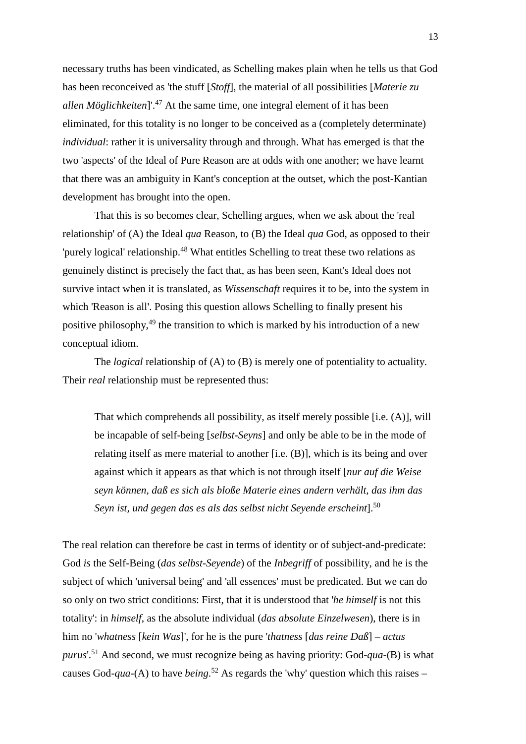necessary truths has been vindicated, as Schelling makes plain when he tells us that God has been reconceived as 'the stuff [*Stoff*], the material of all possibilities [*Materie zu allen Möglichkeiten*]'.[47] At the same time, one integral element of it has been eliminated, for this totality is no longer to be conceived as a (completely determinate) *individual*: rather it is universality through and through. What has emerged is that the two 'aspects' of the Ideal of Pure Reason are at odds with one another; we have learnt that there was an ambiguity in Kant's conception at the outset, which the post-Kantian development has brought into the open.

That this is so becomes clear, Schelling argues, when we ask about the 'real relationship' of (A) the Ideal *qua* Reason, to (B) the Ideal *qua* God, as opposed to their 'purely logical' relationship.[48] What entitles Schelling to treat these two relations as genuinely distinct is precisely the fact that, as has been seen, Kant's Ideal does not survive intact when it is translated, as *Wissenschaft* requires it to be, into the system in which 'Reason is all'. Posing this question allows Schelling to finally present his positive philosophy,[49] the transition to which is marked by his introduction of a new conceptual idiom.

The *logical* relationship of (A) to (B) is merely one of potentiality to actuality. Their *real* relationship must be represented thus:

> That which comprehends all possibility, as itself merely possible [i.e. (A)], will be incapable of self-being [*selbst-Seyns*] and only be able to be in the mode of relating itself as mere material to another [i.e. (B)], which is its being and over against which it appears as that which is not through itself [*nur auf die Weise seyn können, daß es sich als bloße Materie eines andern verhält, das ihm das Seyn ist, und gegen das es als das selbst nicht Seyende erscheint*].[50]

The real relation can therefore be cast in terms of identity or of subject-and-predicate: God *is* the Self-Being (*das selbst-Seyende*) of the *Inbegriff* of possibility, and he is the subject of which 'universal being' and 'all essences' must be predicated. But we can do so only on two strict conditions: First, that it is understood that '*he himself* is not this totality': in *himself*, as the absolute individual (*das absolute Einzelwesen*), there is in him no '*whatness* [*kein Was*]', for he is the pure '*thatness* [*das reine Daß*] – *actus purus*'.[51] And second, we must recognize being as having priority: God-*qua*-(B) is what causes God-*qua*-(A) to have *being*.[52] As regards the 'why' question which this raises –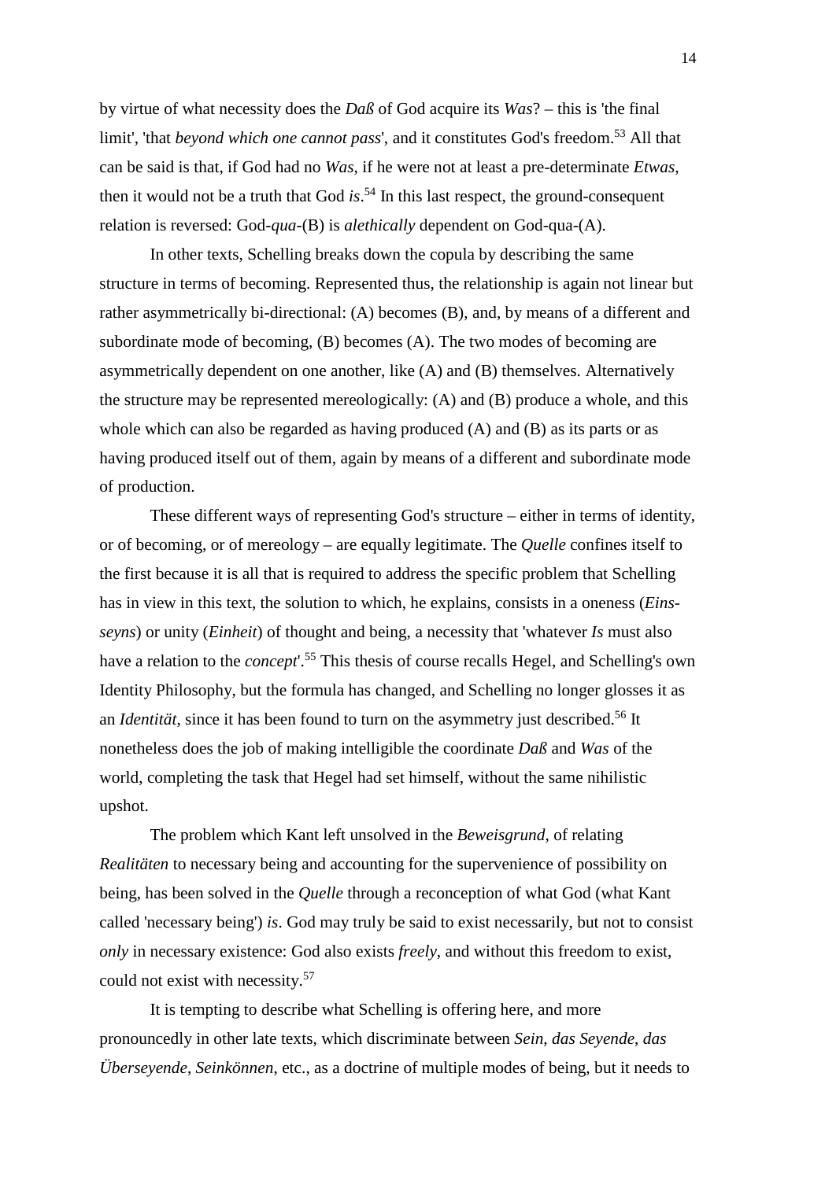by virtue of what necessity does the *Daß* of God acquire its *Was*? – this is 'the final limit', 'that *beyond which one cannot pass*', and it constitutes God's freedom.[53] All that can be said is that, if God had no *Was*, if he were not at least a pre-determinate *Etwas*, then it would not be a truth that God *is*.[54] In this last respect, the ground-consequent relation is reversed: God-*qua*-(B) is *alethically* dependent on God-qua-(A).

In other texts, Schelling breaks down the copula by describing the same structure in terms of becoming. Represented thus, the relationship is again not linear but rather asymmetrically bi-directional: (A) becomes (B), and, by means of a different and subordinate mode of becoming, (B) becomes (A). The two modes of becoming are asymmetrically dependent on one another, like (A) and (B) themselves. Alternatively the structure may be represented mereologically: (A) and (B) produce a whole, and this whole which can also be regarded as having produced (A) and (B) as its parts or as having produced itself out of them, again by means of a different and subordinate mode of production.

These different ways of representing God's structure – either in terms of identity, or of becoming, or of mereology – are equally legitimate. The *Quelle* confines itself to the first because it is all that is required to address the specific problem that Schelling has in view in this text, the solution to which, he explains, consists in a oneness (*Eins-seyns*) or unity (*Einheit*) of thought and being, a necessity that 'whatever *Is* must also have a relation to the *concept*'.[55] This thesis of course recalls Hegel, and Schelling's own Identity Philosophy, but the formula has changed, and Schelling no longer glosses it as an *Identität*, since it has been found to turn on the asymmetry just described.[56] It nonetheless does the job of making intelligible the coordinate *Daß* and *Was* of the world, completing the task that Hegel had set himself, without the same nihilistic upshot.

The problem which Kant left unsolved in the *Beweisgrund*, of relating *Realitäten* to necessary being and accounting for the supervenience of possibility on being, has been solved in the *Quelle* through a reconception of what God (what Kant called 'necessary being') *is*. God may truly be said to exist necessarily, but not to consist *only* in necessary existence: God also exists *freely*, and without this freedom to exist, could not exist with necessity.[57]

It is tempting to describe what Schelling is offering here, and more pronouncedly in other late texts, which discriminate between *Sein*, *das Seyende*, *das Überseyende*, *Seinkönnen*, etc., as a doctrine of multiple modes of being, but it needs to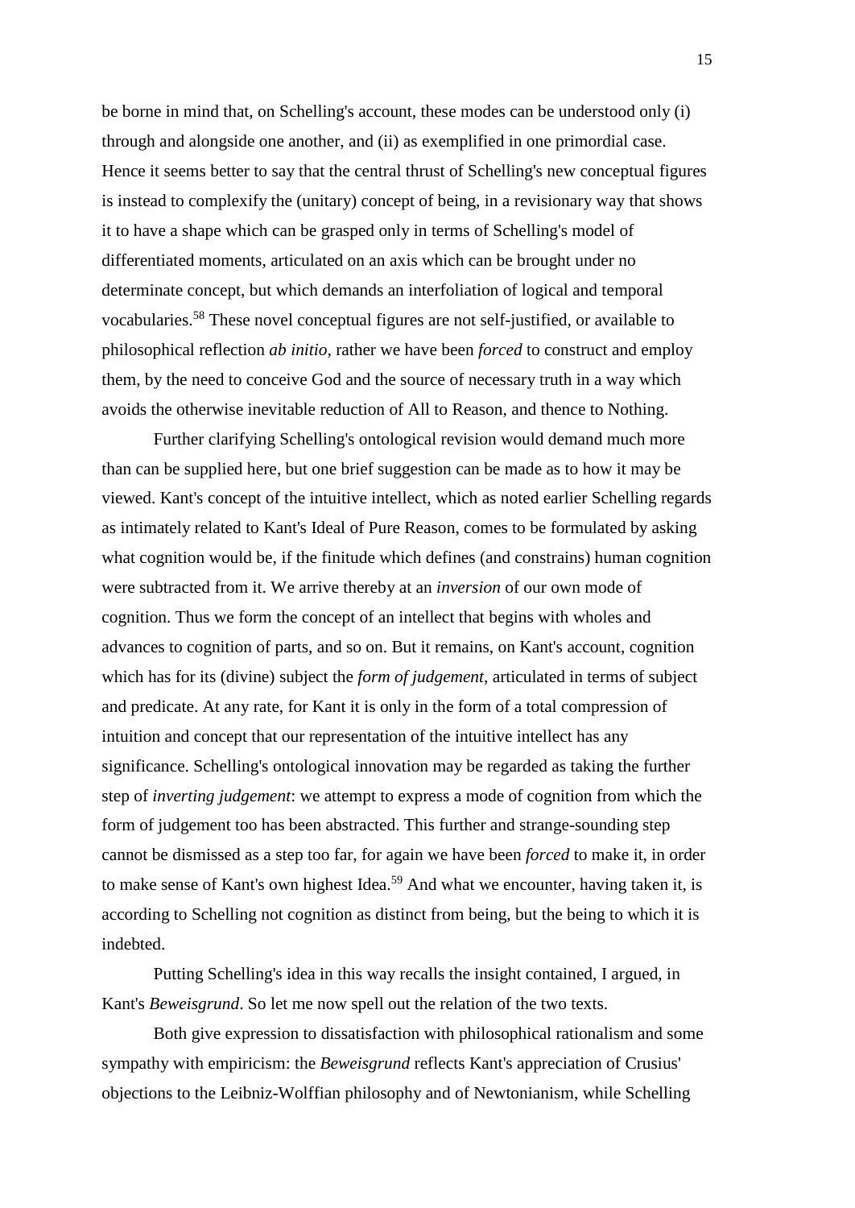be borne in mind that, on Schelling's account, these modes can be understood only (i) through and alongside one another, and (ii) as exemplified in one primordial case. Hence it seems better to say that the central thrust of Schelling's new conceptual figures is instead to complexify the (unitary) concept of being, in a revisionary way that shows it to have a shape which can be grasped only in terms of Schelling's model of differentiated moments, articulated on an axis which can be brought under no determinate concept, but which demands an interfoliation of logical and temporal vocabularies.[58] These novel conceptual figures are not self-justified, or available to philosophical reflection *ab initio*, rather we have been *forced* to construct and employ them, by the need to conceive God and the source of necessary truth in a way which avoids the otherwise inevitable reduction of All to Reason, and thence to Nothing.

Further clarifying Schelling's ontological revision would demand much more than can be supplied here, but one brief suggestion can be made as to how it may be viewed. Kant's concept of the intuitive intellect, which as noted earlier Schelling regards as intimately related to Kant's Ideal of Pure Reason, comes to be formulated by asking what cognition would be, if the finitude which defines (and constrains) human cognition were subtracted from it. We arrive thereby at an *inversion* of our own mode of cognition. Thus we form the concept of an intellect that begins with wholes and advances to cognition of parts, and so on. But it remains, on Kant's account, cognition which has for its (divine) subject the *form of judgement*, articulated in terms of subject and predicate. At any rate, for Kant it is only in the form of a total compression of intuition and concept that our representation of the intuitive intellect has any significance. Schelling's ontological innovation may be regarded as taking the further step of *inverting judgement*: we attempt to express a mode of cognition from which the form of judgement too has been abstracted. This further and strange-sounding step cannot be dismissed as a step too far, for again we have been *forced* to make it, in order to make sense of Kant's own highest Idea.[59] And what we encounter, having taken it, is according to Schelling not cognition as distinct from being, but the being to which it is indebted.

Putting Schelling's idea in this way recalls the insight contained, I argued, in Kant's *Beweisgrund*. So let me now spell out the relation of the two texts.

Both give expression to dissatisfaction with philosophical rationalism and some sympathy with empiricism: the *Beweisgrund* reflects Kant's appreciation of Crusius' objections to the Leibniz-Wolffian philosophy and of Newtonianism, while Schelling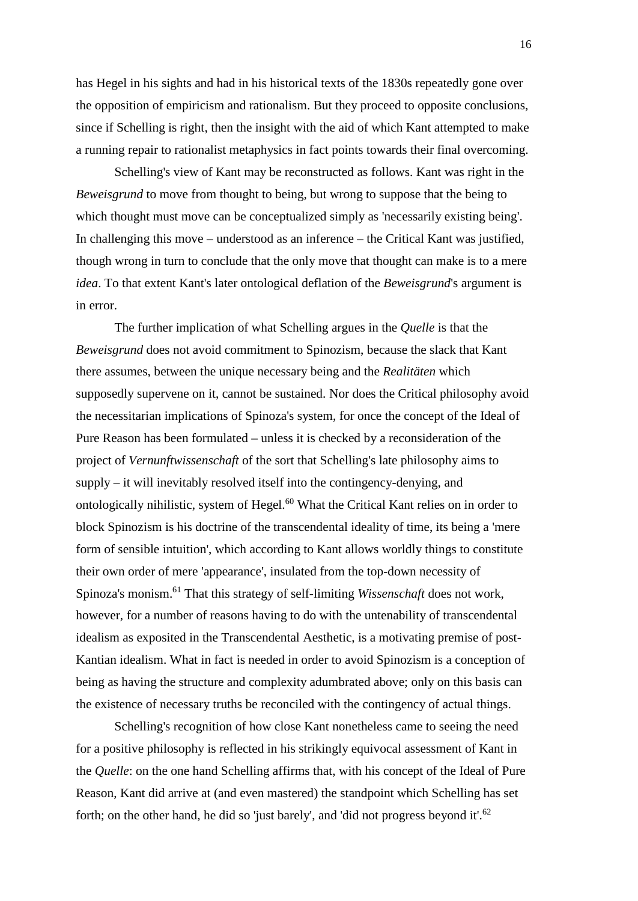has Hegel in his sights and had in his historical texts of the 1830s repeatedly gone over the opposition of empiricism and rationalism. But they proceed to opposite conclusions, since if Schelling is right, then the insight with the aid of which Kant attempted to make a running repair to rationalist metaphysics in fact points towards their final overcoming.

Schelling's view of Kant may be reconstructed as follows. Kant was right in the *Beweisgrund* to move from thought to being, but wrong to suppose that the being to which thought must move can be conceptualized simply as 'necessarily existing being'. In challenging this move – understood as an inference – the Critical Kant was justified, though wrong in turn to conclude that the only move that thought can make is to a mere *idea*. To that extent Kant's later ontological deflation of the *Beweisgrund*'s argument is in error.

The further implication of what Schelling argues in the *Quelle* is that the *Beweisgrund* does not avoid commitment to Spinozism, because the slack that Kant there assumes, between the unique necessary being and the *Realitäten* which supposedly supervene on it, cannot be sustained. Nor does the Critical philosophy avoid the necessitarian implications of Spinoza's system, for once the concept of the Ideal of Pure Reason has been formulated – unless it is checked by a reconsideration of the project of *Vernunftwissenschaft* of the sort that Schelling's late philosophy aims to supply – it will inevitably resolved itself into the contingency-denying, and ontologically nihilistic, system of Hegel.[60] What the Critical Kant relies on in order to block Spinozism is his doctrine of the transcendental ideality of time, its being a 'mere form of sensible intuition', which according to Kant allows worldly things to constitute their own order of mere 'appearance', insulated from the top-down necessity of Spinoza's monism.[61] That this strategy of self-limiting *Wissenschaft* does not work, however, for a number of reasons having to do with the untenability of transcendental idealism as exposited in the Transcendental Aesthetic, is a motivating premise of post-Kantian idealism. What in fact is needed in order to avoid Spinozism is a conception of being as having the structure and complexity adumbrated above; only on this basis can the existence of necessary truths be reconciled with the contingency of actual things.

Schelling's recognition of how close Kant nonetheless came to seeing the need for a positive philosophy is reflected in his strikingly equivocal assessment of Kant in the *Quelle*: on the one hand Schelling affirms that, with his concept of the Ideal of Pure Reason, Kant did arrive at (and even mastered) the standpoint which Schelling has set forth; on the other hand, he did so 'just barely', and 'did not progress beyond it'.[62]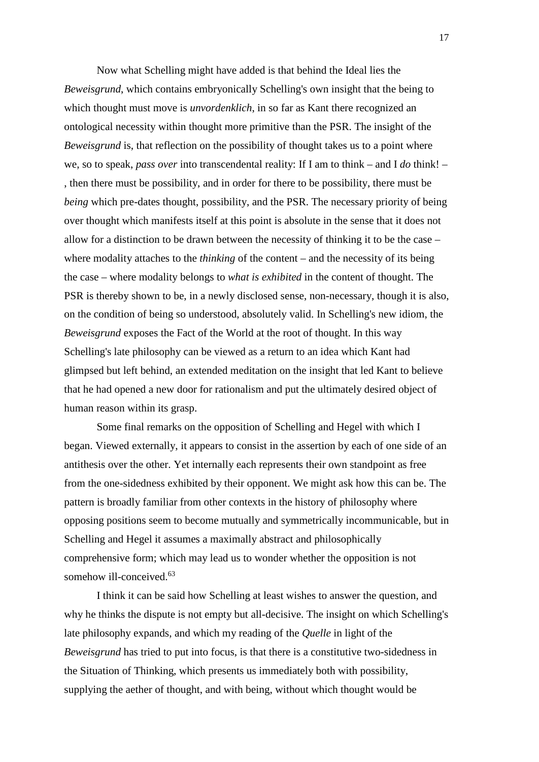Now what Schelling might have added is that behind the Ideal lies the *Beweisgrund*, which contains embryonically Schelling's own insight that the being to which thought must move is *unvordenklich*, in so far as Kant there recognized an ontological necessity within thought more primitive than the PSR. The insight of the *Beweisgrund* is, that reflection on the possibility of thought takes us to a point where we, so to speak, *pass over* into transcendental reality: If I am to think – and I *do* think! – , then there must be possibility, and in order for there to be possibility, there must be *being* which pre-dates thought, possibility, and the PSR. The necessary priority of being over thought which manifests itself at this point is absolute in the sense that it does not allow for a distinction to be drawn between the necessity of thinking it to be the case – where modality attaches to the *thinking* of the content – and the necessity of its being the case – where modality belongs to *what is exhibited* in the content of thought. The PSR is thereby shown to be, in a newly disclosed sense, non-necessary, though it is also, on the condition of being so understood, absolutely valid. In Schelling's new idiom, the *Beweisgrund* exposes the Fact of the World at the root of thought. In this way Schelling's late philosophy can be viewed as a return to an idea which Kant had glimpsed but left behind, an extended meditation on the insight that led Kant to believe that he had opened a new door for rationalism and put the ultimately desired object of human reason within its grasp.

Some final remarks on the opposition of Schelling and Hegel with which I began. Viewed externally, it appears to consist in the assertion by each of one side of an antithesis over the other. Yet internally each represents their own standpoint as free from the one-sidedness exhibited by their opponent. We might ask how this can be. The pattern is broadly familiar from other contexts in the history of philosophy where opposing positions seem to become mutually and symmetrically incommunicable, but in Schelling and Hegel it assumes a maximally abstract and philosophically comprehensive form; which may lead us to wonder whether the opposition is not somehow ill-conceived.[63]

I think it can be said how Schelling at least wishes to answer the question, and why he thinks the dispute is not empty but all-decisive. The insight on which Schelling's late philosophy expands, and which my reading of the *Quelle* in light of the *Beweisgrund* has tried to put into focus, is that there is a constitutive two-sidedness in the Situation of Thinking, which presents us immediately both with possibility, supplying the aether of thought, and with being, without which thought would be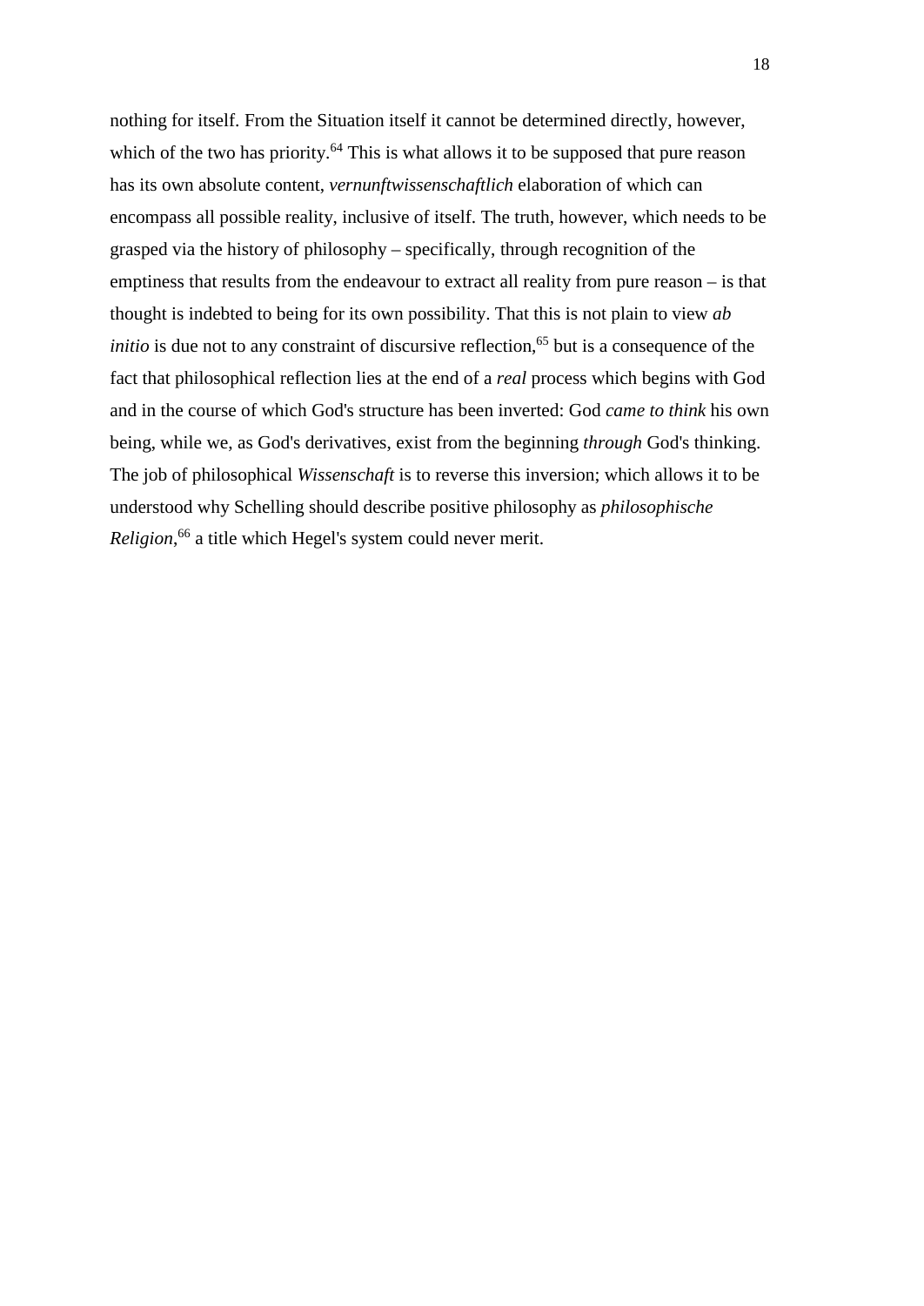nothing for itself. From the Situation itself it cannot be determined directly, however, which of the two has priority.[64] This is what allows it to be supposed that pure reason has its own absolute content, *vernunftwissenschaftlich* elaboration of which can encompass all possible reality, inclusive of itself. The truth, however, which needs to be grasped via the history of philosophy – specifically, through recognition of the emptiness that results from the endeavour to extract all reality from pure reason – is that thought is indebted to being for its own possibility. That this is not plain to view *ab initio* is due not to any constraint of discursive reflection,[65] but is a consequence of the fact that philosophical reflection lies at the end of a *real* process which begins with God and in the course of which God's structure has been inverted: God *came to think* his own being, while we, as God's derivatives, exist from the beginning *through* God's thinking. The job of philosophical *Wissenschaft* is to reverse this inversion; which allows it to be understood why Schelling should describe positive philosophy as *philosophische Religion*,[66] a title which Hegel's system could never merit.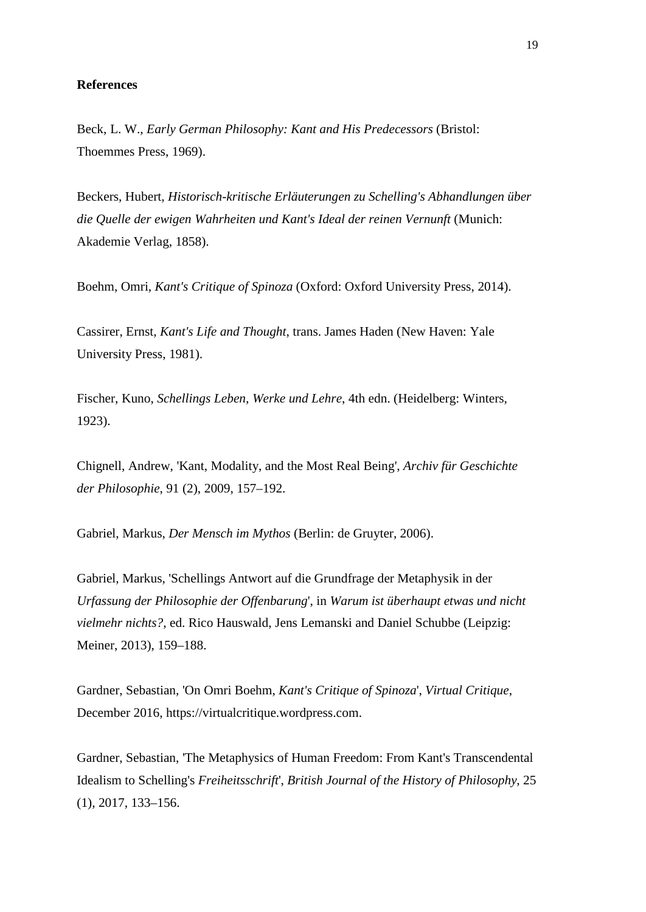**References**

Beck, L. W., *Early German Philosophy: Kant and His Predecessors* (Bristol: Thoemmes Press, 1969).

Beckers, Hubert, *Historisch-kritische Erläuterungen zu Schelling's Abhandlungen über die Quelle der ewigen Wahrheiten und Kant's Ideal der reinen Vernunft* (Munich: Akademie Verlag, 1858).

Boehm, Omri, *Kant's Critique of Spinoza* (Oxford: Oxford University Press, 2014).

Cassirer, Ernst, *Kant's Life and Thought*, trans. James Haden (New Haven: Yale University Press, 1981).

Fischer, Kuno, *Schellings Leben, Werke und Lehre*, 4th edn. (Heidelberg: Winters, 1923).

Chignell, Andrew, 'Kant, Modality, and the Most Real Being', *Archiv für Geschichte der Philosophie*, 91 (2), 2009, 157–192.

Gabriel, Markus, *Der Mensch im Mythos* (Berlin: de Gruyter, 2006).

Gabriel, Markus, 'Schellings Antwort auf die Grundfrage der Metaphysik in der *Urfassung der Philosophie der Offenbarung*', in *Warum ist überhaupt etwas und nicht vielmehr nichts?*, ed. Rico Hauswald, Jens Lemanski and Daniel Schubbe (Leipzig: Meiner, 2013), 159–188.

Gardner, Sebastian, 'On Omri Boehm, *Kant's Critique of Spinoza*', *Virtual Critique*, December 2016, https://virtualcritique.wordpress.com.

Gardner, Sebastian, 'The Metaphysics of Human Freedom: From Kant's Transcendental Idealism to Schelling's *Freiheitsschrift*', *British Journal of the History of Philosophy*, 25 (1), 2017, 133–156.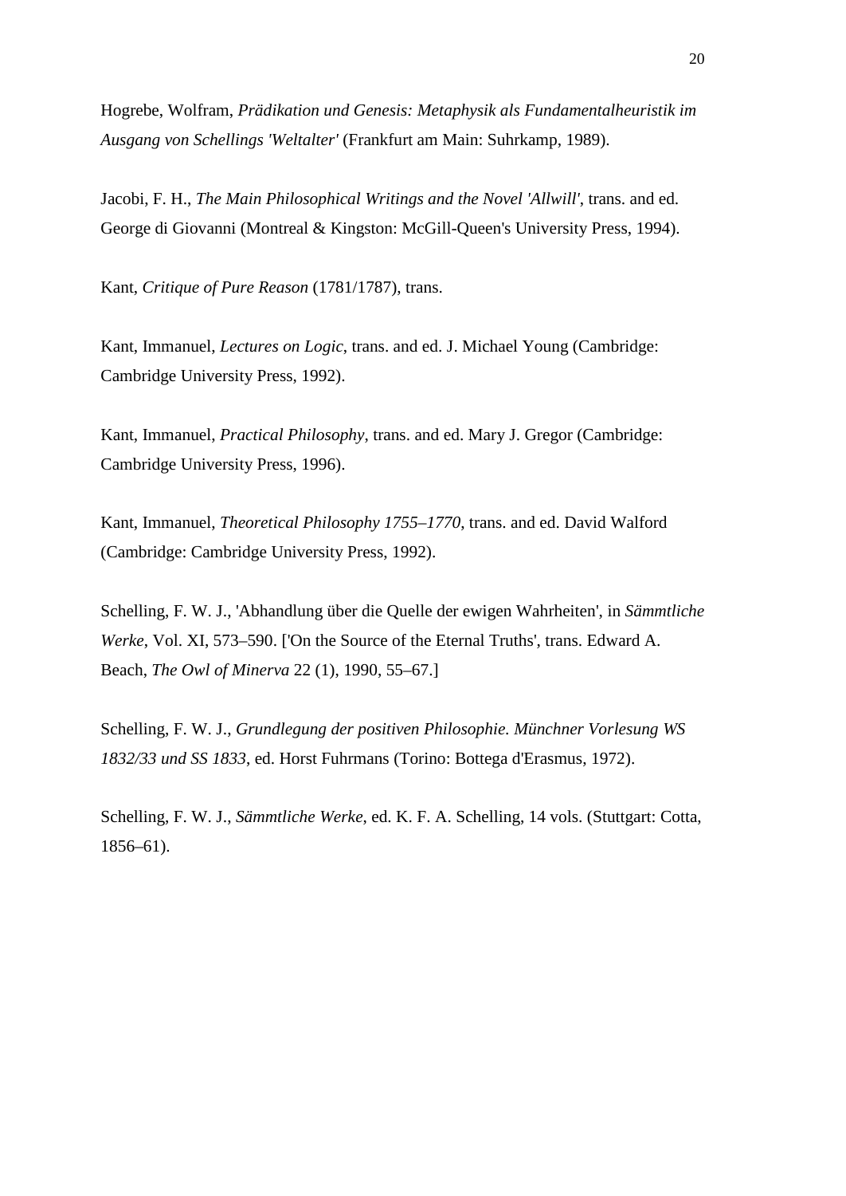Hogrebe, Wolfram, *Prädikation und Genesis: Metaphysik als Fundamentalheuristik im Ausgang von Schellings 'Weltalter'* (Frankfurt am Main: Suhrkamp, 1989).

Jacobi, F. H., *The Main Philosophical Writings and the Novel 'Allwill'*, trans. and ed. George di Giovanni (Montreal & Kingston: McGill-Queen's University Press, 1994).

Kant, *Critique of Pure Reason* (1781/1787), trans.

Kant, Immanuel, *Lectures on Logic*, trans. and ed. J. Michael Young (Cambridge: Cambridge University Press, 1992).

Kant, Immanuel, *Practical Philosophy*, trans. and ed. Mary J. Gregor (Cambridge: Cambridge University Press, 1996).

Kant, Immanuel, *Theoretical Philosophy 1755–1770*, trans. and ed. David Walford (Cambridge: Cambridge University Press, 1992).

Schelling, F. W. J., 'Abhandlung über die Quelle der ewigen Wahrheiten', in *Sämmtliche Werke*, Vol. XI, 573–590. ['On the Source of the Eternal Truths', trans. Edward A. Beach, *The Owl of Minerva* 22 (1), 1990, 55–67.]

Schelling, F. W. J., *Grundlegung der positiven Philosophie. Münchner Vorlesung WS 1832/33 und SS 1833*, ed. Horst Fuhrmans (Torino: Bottega d'Erasmus, 1972).

Schelling, F. W. J., *Sämmtliche Werke*, ed. K. F. A. Schelling, 14 vols. (Stuttgart: Cotta, 1856–61).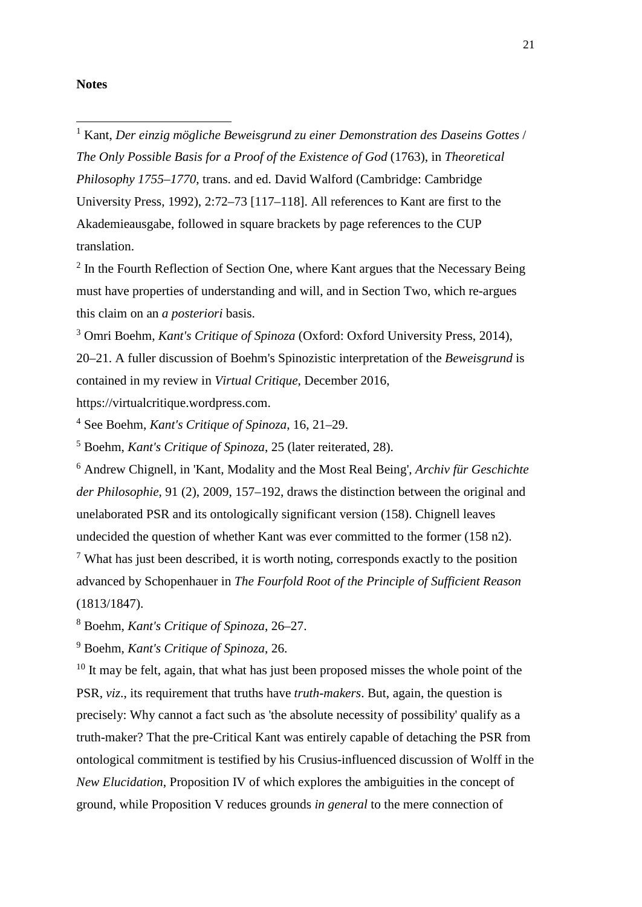**Notes**

[1] Kant, *Der einzig mögliche Beweisgrund zu einer Demonstration des Daseins Gottes* / *The Only Possible Basis for a Proof of the Existence of God* (1763), in *Theoretical Philosophy 1755–1770*, trans. and ed. David Walford (Cambridge: Cambridge University Press, 1992), 2:72–73 [117–118]. All references to Kant are first to the Akademieausgabe, followed in square brackets by page references to the CUP translation.

[2] In the Fourth Reflection of Section One, where Kant argues that the Necessary Being must have properties of understanding and will, and in Section Two, which re-argues this claim on an *a posteriori* basis.

[3] Omri Boehm, *Kant's Critique of Spinoza* (Oxford: Oxford University Press, 2014), 20–21. A fuller discussion of Boehm's Spinozistic interpretation of the *Beweisgrund* is contained in my review in *Virtual Critique*, December 2016, https://virtualcritique.wordpress.com.

[4] See Boehm, *Kant's Critique of Spinoza*, 16, 21–29.

[5] Boehm, *Kant's Critique of Spinoza*, 25 (later reiterated, 28).

[6] Andrew Chignell, in 'Kant, Modality and the Most Real Being', *Archiv für Geschichte der Philosophie*, 91 (2), 2009, 157–192, draws the distinction between the original and unelaborated PSR and its ontologically significant version (158). Chignell leaves undecided the question of whether Kant was ever committed to the former (158 n2).

[7] What has just been described, it is worth noting, corresponds exactly to the position advanced by Schopenhauer in *The Fourfold Root of the Principle of Sufficient Reason* (1813/1847).

[8] Boehm, *Kant's Critique of Spinoza*, 26–27.

[9] Boehm, *Kant's Critique of Spinoza*, 26.

[10] It may be felt, again, that what has just been proposed misses the whole point of the PSR, *viz.*, its requirement that truths have *truth-makers*. But, again, the question is precisely: Why cannot a fact such as 'the absolute necessity of possibility' qualify as a truth-maker? That the pre-Critical Kant was entirely capable of detaching the PSR from ontological commitment is testified by his Crusius-influenced discussion of Wolff in the *New Elucidation*, Proposition IV of which explores the ambiguities in the concept of ground, while Proposition V reduces grounds *in general* to the mere connection of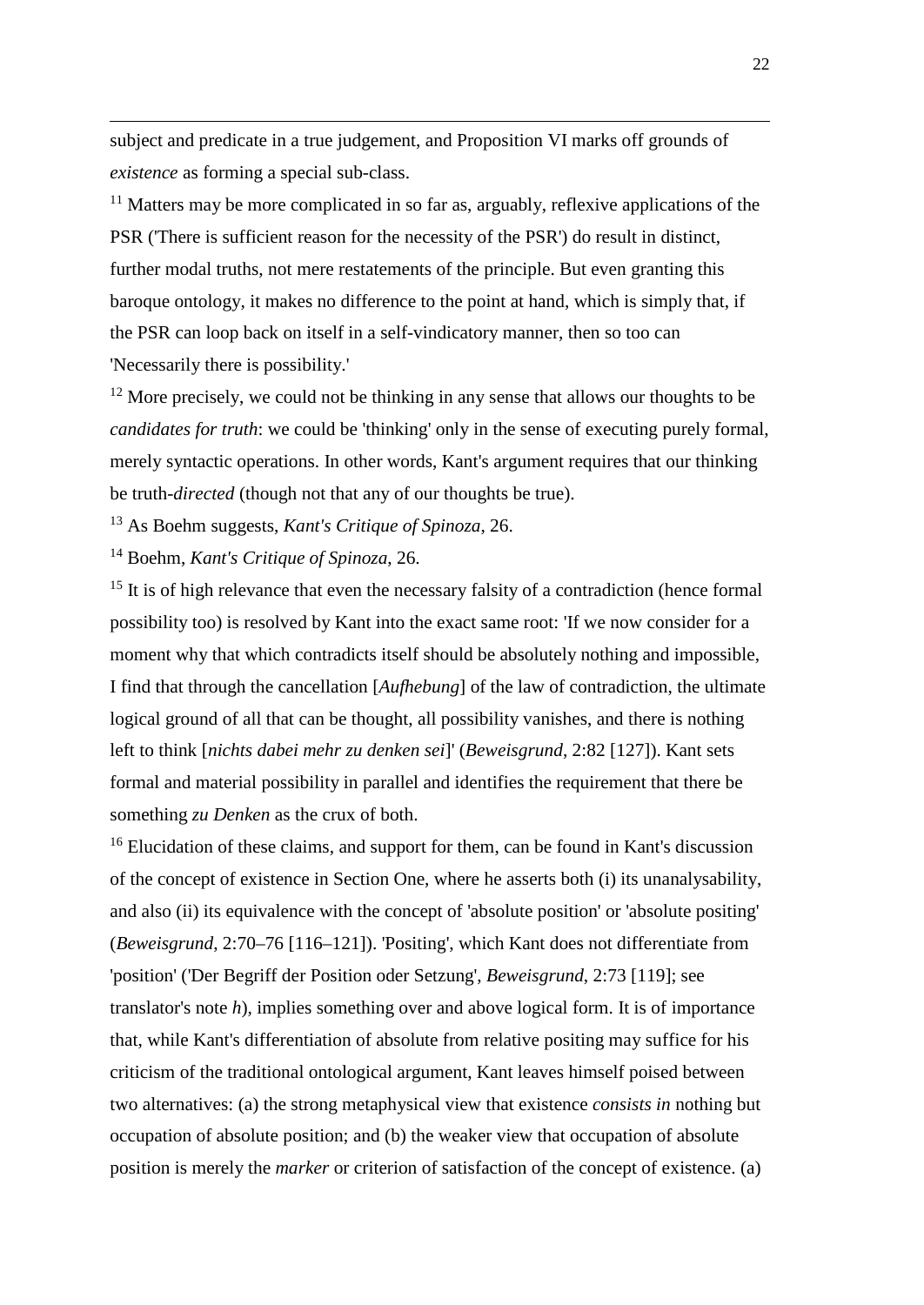subject and predicate in a true judgement, and Proposition VI marks off grounds of *existence* as forming a special sub-class.

[11] Matters may be more complicated in so far as, arguably, reflexive applications of the PSR ('There is sufficient reason for the necessity of the PSR') do result in distinct, further modal truths, not mere restatements of the principle. But even granting this baroque ontology, it makes no difference to the point at hand, which is simply that, if the PSR can loop back on itself in a self-vindicatory manner, then so too can 'Necessarily there is possibility.'

[12] More precisely, we could not be thinking in any sense that allows our thoughts to be *candidates for truth*: we could be 'thinking' only in the sense of executing purely formal, merely syntactic operations. In other words, Kant's argument requires that our thinking be truth-*directed* (though not that any of our thoughts be true).

[13] As Boehm suggests, *Kant's Critique of Spinoza*, 26.

[14] Boehm, *Kant's Critique of Spinoza*, 26.

[15] It is of high relevance that even the necessary falsity of a contradiction (hence formal possibility too) is resolved by Kant into the exact same root: 'If we now consider for a moment why that which contradicts itself should be absolutely nothing and impossible, I find that through the cancellation [*Aufhebung*] of the law of contradiction, the ultimate logical ground of all that can be thought, all possibility vanishes, and there is nothing left to think [*nichts dabei mehr zu denken sei*]' (*Beweisgrund*, 2:82 [127]). Kant sets formal and material possibility in parallel and identifies the requirement that there be something *zu Denken* as the crux of both.

[16] Elucidation of these claims, and support for them, can be found in Kant's discussion of the concept of existence in Section One, where he asserts both (i) its unanalysability, and also (ii) its equivalence with the concept of 'absolute position' or 'absolute positing' (*Beweisgrund*, 2:70–76 [116–121]). 'Positing', which Kant does not differentiate from 'position' ('Der Begriff der Position oder Setzung', *Beweisgrund*, 2:73 [119]; see translator's note *h*), implies something over and above logical form. It is of importance that, while Kant's differentiation of absolute from relative positing may suffice for his criticism of the traditional ontological argument, Kant leaves himself poised between two alternatives: (a) the strong metaphysical view that existence *consists in* nothing but occupation of absolute position; and (b) the weaker view that occupation of absolute position is merely the *marker* or criterion of satisfaction of the concept of existence. (a)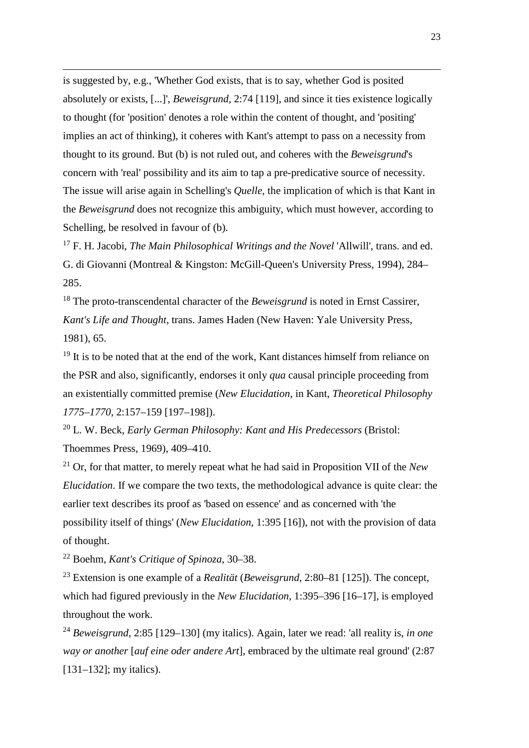is suggested by, e.g., 'Whether God exists, that is to say, whether God is posited absolutely or exists, [...]', *Beweisgrund*, 2:74 [119], and since it ties existence logically to thought (for 'position' denotes a role within the content of thought, and 'positing' implies an act of thinking), it coheres with Kant's attempt to pass on a necessity from thought to its ground. But (b) is not ruled out, and coheres with the *Beweisgrund*'s concern with 'real' possibility and its aim to tap a pre-predicative source of necessity. The issue will arise again in Schelling's *Quelle*, the implication of which is that Kant in the *Beweisgrund* does not recognize this ambiguity, which must however, according to Schelling, be resolved in favour of (b).

[17] F. H. Jacobi, *The Main Philosophical Writings and the Novel* 'Allwill', trans. and ed. G. di Giovanni (Montreal & Kingston: McGill-Queen's University Press, 1994), 284–285.

[18] The proto-transcendental character of the *Beweisgrund* is noted in Ernst Cassirer, *Kant's Life and Thought*, trans. James Haden (New Haven: Yale University Press, 1981), 65.

[19] It is to be noted that at the end of the work, Kant distances himself from reliance on the PSR and also, significantly, endorses it only *qua* causal principle proceeding from an existentially committed premise (*New Elucidation*, in Kant, *Theoretical Philosophy 1775–1770*, 2:157–159 [197–198]).

[20] L. W. Beck, *Early German Philosophy: Kant and His Predecessors* (Bristol: Thoemmes Press, 1969), 409–410.

[21] Or, for that matter, to merely repeat what he had said in Proposition VII of the *New Elucidation*. If we compare the two texts, the methodological advance is quite clear: the earlier text describes its proof as 'based on essence' and as concerned with 'the possibility itself of things' (*New Elucidation*, 1:395 [16]), not with the provision of data of thought.

[22] Boehm, *Kant's Critique of Spinoza*, 30–38.

[23] Extension is one example of a *Realität* (*Beweisgrund*, 2:80–81 [125]). The concept, which had figured previously in the *New Elucidation*, 1:395–396 [16–17], is employed throughout the work.

[24] *Beweisgrund*, 2:85 [129–130] (my italics). Again, later we read: 'all reality is, *in one way or another* [*auf eine oder andere Art*], embraced by the ultimate real ground' (2:87 [131–132]; my italics).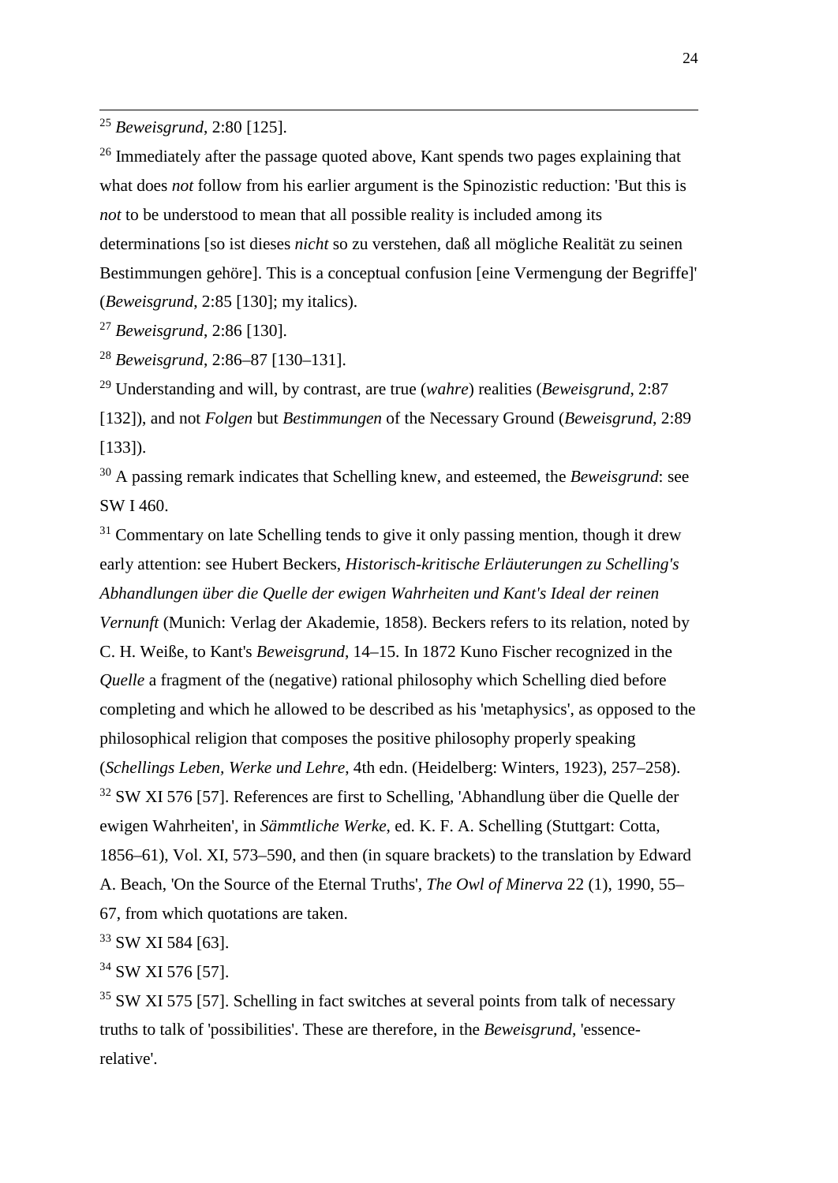[25] *Beweisgrund*, 2:80 [125].

[26] Immediately after the passage quoted above, Kant spends two pages explaining that what does *not* follow from his earlier argument is the Spinozistic reduction: 'But this is *not* to be understood to mean that all possible reality is included among its determinations [so ist dieses *nicht* so zu verstehen, daß all mögliche Realität zu seinen Bestimmungen gehöre]. This is a conceptual confusion [eine Vermengung der Begriffe]' (*Beweisgrund*, 2:85 [130]; my italics).

[27] *Beweisgrund*, 2:86 [130].

[28] *Beweisgrund*, 2:86–87 [130–131].

[29] Understanding and will, by contrast, are true (*wahre*) realities (*Beweisgrund*, 2:87 [132]), and not *Folgen* but *Bestimmungen* of the Necessary Ground (*Beweisgrund*, 2:89 [133]).

[30] A passing remark indicates that Schelling knew, and esteemed, the *Beweisgrund*: see SW I 460.

[31] Commentary on late Schelling tends to give it only passing mention, though it drew early attention: see Hubert Beckers, *Historisch-kritische Erläuterungen zu Schelling's Abhandlungen über die Quelle der ewigen Wahrheiten und Kant's Ideal der reinen Vernunft* (Munich: Verlag der Akademie, 1858). Beckers refers to its relation, noted by C. H. Weiße, to Kant's *Beweisgrund*, 14–15. In 1872 Kuno Fischer recognized in the *Quelle* a fragment of the (negative) rational philosophy which Schelling died before completing and which he allowed to be described as his 'metaphysics', as opposed to the philosophical religion that composes the positive philosophy properly speaking (*Schellings Leben, Werke und Lehre*, 4th edn. (Heidelberg: Winters, 1923), 257–258).

[32] SW XI 576 [57]. References are first to Schelling, 'Abhandlung über die Quelle der ewigen Wahrheiten', in *Sämmtliche Werke*, ed. K. F. A. Schelling (Stuttgart: Cotta, 1856–61), Vol. XI, 573–590, and then (in square brackets) to the translation by Edward A. Beach, 'On the Source of the Eternal Truths', *The Owl of Minerva* 22 (1), 1990, 55–67, from which quotations are taken.

[33] SW XI 584 [63].

[34] SW XI 576 [57].

[35] SW XI 575 [57]. Schelling in fact switches at several points from talk of necessary truths to talk of 'possibilities'. These are therefore, in the *Beweisgrund*, 'essence-relative'.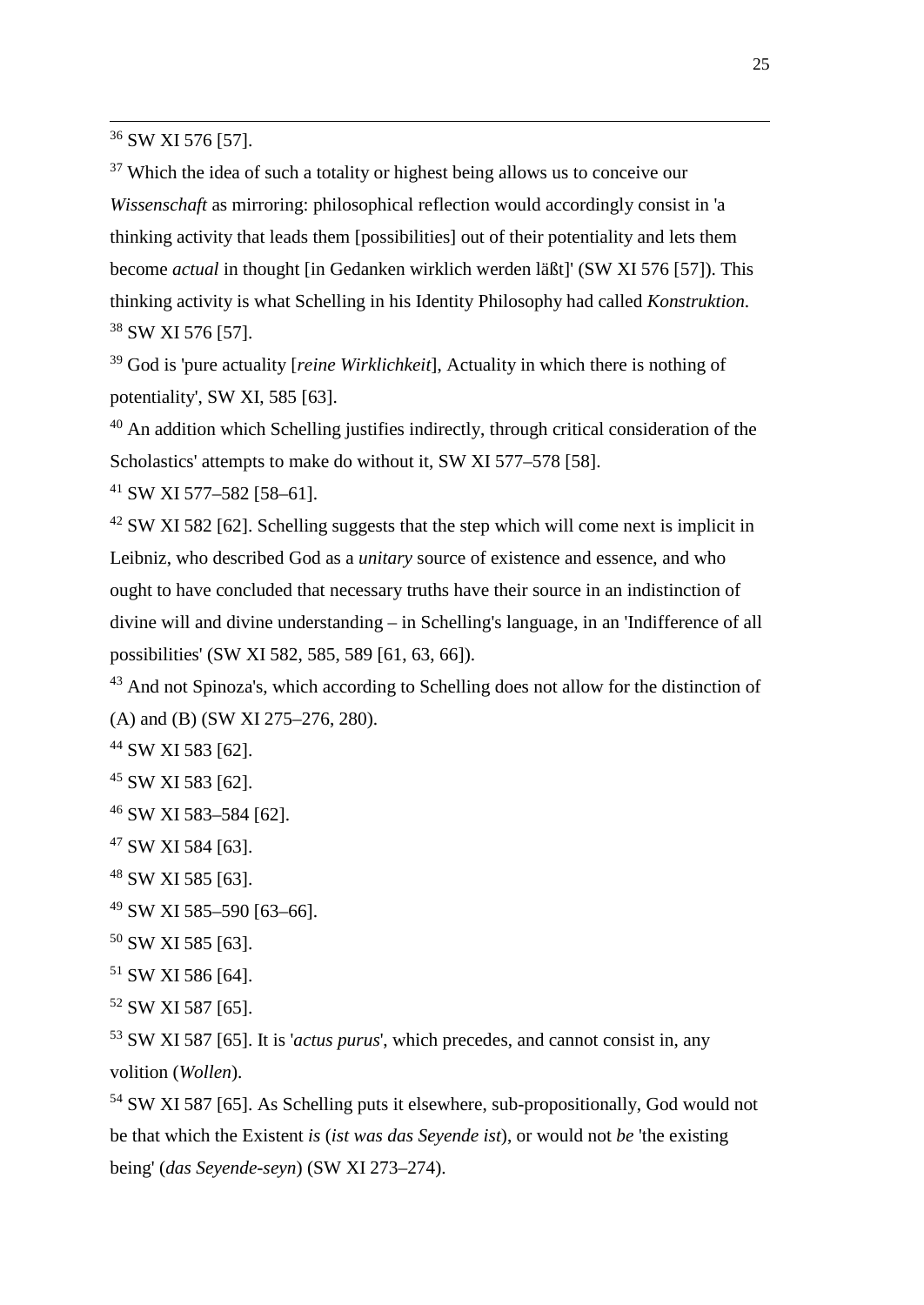[36] SW XI 576 [57].

[37] Which the idea of such a totality or highest being allows us to conceive our *Wissenschaft* as mirroring: philosophical reflection would accordingly consist in 'a thinking activity that leads them [possibilities] out of their potentiality and lets them become *actual* in thought [in Gedanken wirklich werden läßt]' (SW XI 576 [57]). This thinking activity is what Schelling in his Identity Philosophy had called *Konstruktion*.

[38] SW XI 576 [57].

[39] God is 'pure actuality [*reine Wirklichkeit*], Actuality in which there is nothing of potentiality', SW XI, 585 [63].

[40] An addition which Schelling justifies indirectly, through critical consideration of the Scholastics' attempts to make do without it, SW XI 577–578 [58].

[41] SW XI 577–582 [58–61].

[42] SW XI 582 [62]. Schelling suggests that the step which will come next is implicit in Leibniz, who described God as a *unitary* source of existence and essence, and who ought to have concluded that necessary truths have their source in an indistinction of divine will and divine understanding – in Schelling's language, in an 'Indifference of all possibilities' (SW XI 582, 585, 589 [61, 63, 66]).

[43] And not Spinoza's, which according to Schelling does not allow for the distinction of (A) and (B) (SW XI 275–276, 280).

[44] SW XI 583 [62].

[45] SW XI 583 [62].

[46] SW XI 583–584 [62].

[47] SW XI 584 [63].

[48] SW XI 585 [63].

[49] SW XI 585–590 [63–66].

[50] SW XI 585 [63].

[51] SW XI 586 [64].

[52] SW XI 587 [65].

[53] SW XI 587 [65]. It is '*actus purus*', which precedes, and cannot consist in, any volition (*Wollen*).

[54] SW XI 587 [65]. As Schelling puts it elsewhere, sub-propositionally, God would not be that which the Existent *is* (*ist was das Seyende ist*), or would not *be* 'the existing being' (*das Seyende-seyn*) (SW XI 273–274).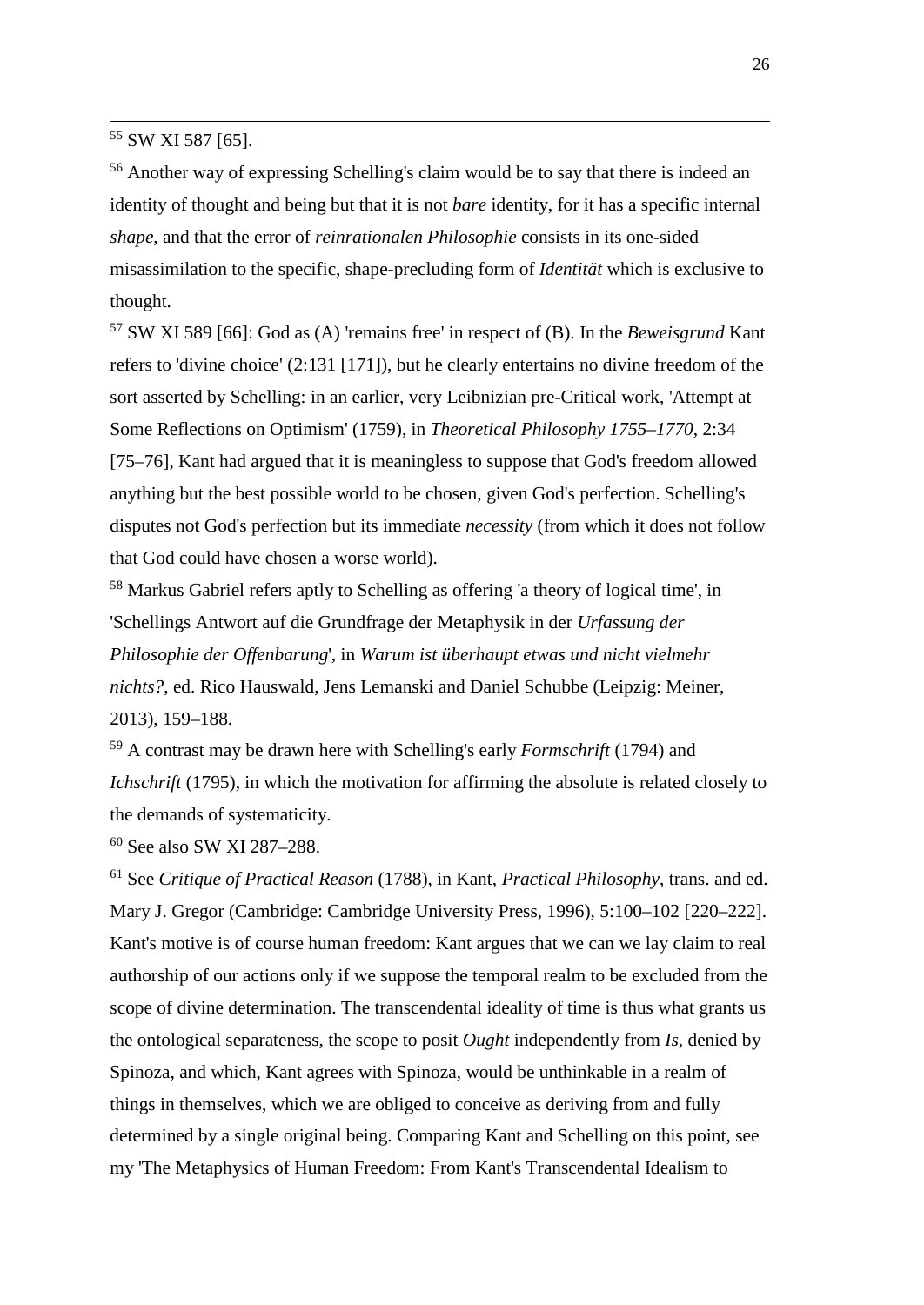[55] SW XI 587 [65].

[56] Another way of expressing Schelling's claim would be to say that there is indeed an identity of thought and being but that it is not *bare* identity, for it has a specific internal *shape*, and that the error of *reinrationalen Philosophie* consists in its one-sided misassimilation to the specific, shape-precluding form of *Identität* which is exclusive to thought.

[57] SW XI 589 [66]: God as (A) 'remains free' in respect of (B). In the *Beweisgrund* Kant refers to 'divine choice' (2:131 [171]), but he clearly entertains no divine freedom of the sort asserted by Schelling: in an earlier, very Leibnizian pre-Critical work, 'Attempt at Some Reflections on Optimism' (1759), in *Theoretical Philosophy 1755–1770*, 2:34 [75–76], Kant had argued that it is meaningless to suppose that God's freedom allowed anything but the best possible world to be chosen, given God's perfection. Schelling's disputes not God's perfection but its immediate *necessity* (from which it does not follow that God could have chosen a worse world).

[58] Markus Gabriel refers aptly to Schelling as offering 'a theory of logical time', in 'Schellings Antwort auf die Grundfrage der Metaphysik in der *Urfassung der Philosophie der Offenbarung*', in *Warum ist überhaupt etwas und nicht vielmehr nichts?*, ed. Rico Hauswald, Jens Lemanski and Daniel Schubbe (Leipzig: Meiner, 2013), 159–188.

[59] A contrast may be drawn here with Schelling's early *Formschrift* (1794) and *Ichschrift* (1795), in which the motivation for affirming the absolute is related closely to the demands of systematicity.

[60] See also SW XI 287–288.

[61] See *Critique of Practical Reason* (1788), in Kant, *Practical Philosophy*, trans. and ed. Mary J. Gregor (Cambridge: Cambridge University Press, 1996), 5:100–102 [220–222]. Kant's motive is of course human freedom: Kant argues that we can we lay claim to real authorship of our actions only if we suppose the temporal realm to be excluded from the scope of divine determination. The transcendental ideality of time is thus what grants us the ontological separateness, the scope to posit *Ought* independently from *Is*, denied by Spinoza, and which, Kant agrees with Spinoza, would be unthinkable in a realm of things in themselves, which we are obliged to conceive as deriving from and fully determined by a single original being. Comparing Kant and Schelling on this point, see my 'The Metaphysics of Human Freedom: From Kant's Transcendental Idealism to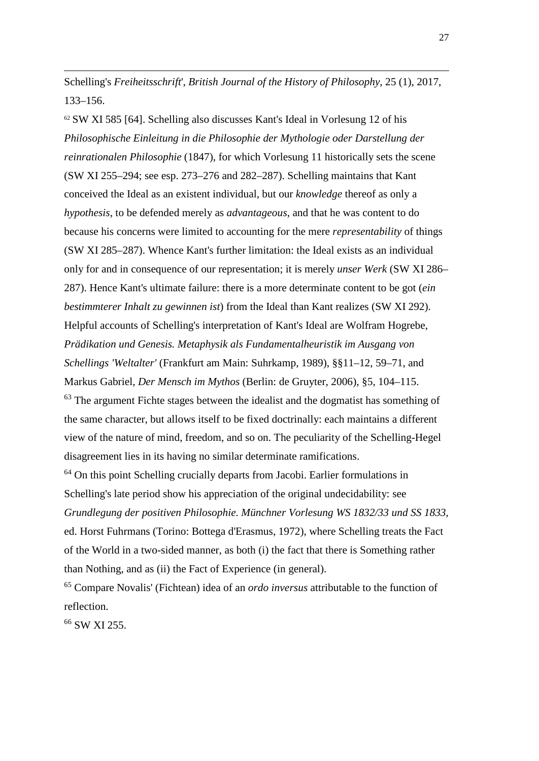Schelling's *Freiheitsschrift*', *British Journal of the History of Philosophy*, 25 (1), 2017, 133–156.

[62] SW XI 585 [64]. Schelling also discusses Kant's Ideal in Vorlesung 12 of his *Philosophische Einleitung in die Philosophie der Mythologie oder Darstellung der reinrationalen Philosophie* (1847), for which Vorlesung 11 historically sets the scene (SW XI 255–294; see esp. 273–276 and 282–287). Schelling maintains that Kant conceived the Ideal as an existent individual, but our *knowledge* thereof as only a *hypothesis*, to be defended merely as *advantageous*, and that he was content to do because his concerns were limited to accounting for the mere *representability* of things (SW XI 285–287). Whence Kant's further limitation: the Ideal exists as an individual only for and in consequence of our representation; it is merely *unser Werk* (SW XI 286–287). Hence Kant's ultimate failure: there is a more determinate content to be got (*ein bestimmterer Inhalt zu gewinnen ist*) from the Ideal than Kant realizes (SW XI 292). Helpful accounts of Schelling's interpretation of Kant's Ideal are Wolfram Hogrebe, *Prädikation und Genesis. Metaphysik als Fundamentalheuristik im Ausgang von Schellings 'Weltalter'* (Frankfurt am Main: Suhrkamp, 1989), §§11–12, 59–71, and Markus Gabriel, *Der Mensch im Mythos* (Berlin: de Gruyter, 2006), §5, 104–115.

[63] The argument Fichte stages between the idealist and the dogmatist has something of the same character, but allows itself to be fixed doctrinally: each maintains a different view of the nature of mind, freedom, and so on. The peculiarity of the Schelling-Hegel disagreement lies in its having no similar determinate ramifications.

[64] On this point Schelling crucially departs from Jacobi. Earlier formulations in Schelling's late period show his appreciation of the original undecidability: see *Grundlegung der positiven Philosophie. Münchner Vorlesung WS 1832/33 und SS 1833*, ed. Horst Fuhrmans (Torino: Bottega d'Erasmus, 1972), where Schelling treats the Fact of the World in a two-sided manner, as both (i) the fact that there is Something rather than Nothing, and as (ii) the Fact of Experience (in general).

[65] Compare Novalis' (Fichtean) idea of an *ordo inversus* attributable to the function of reflection.

[66] SW XI 255.